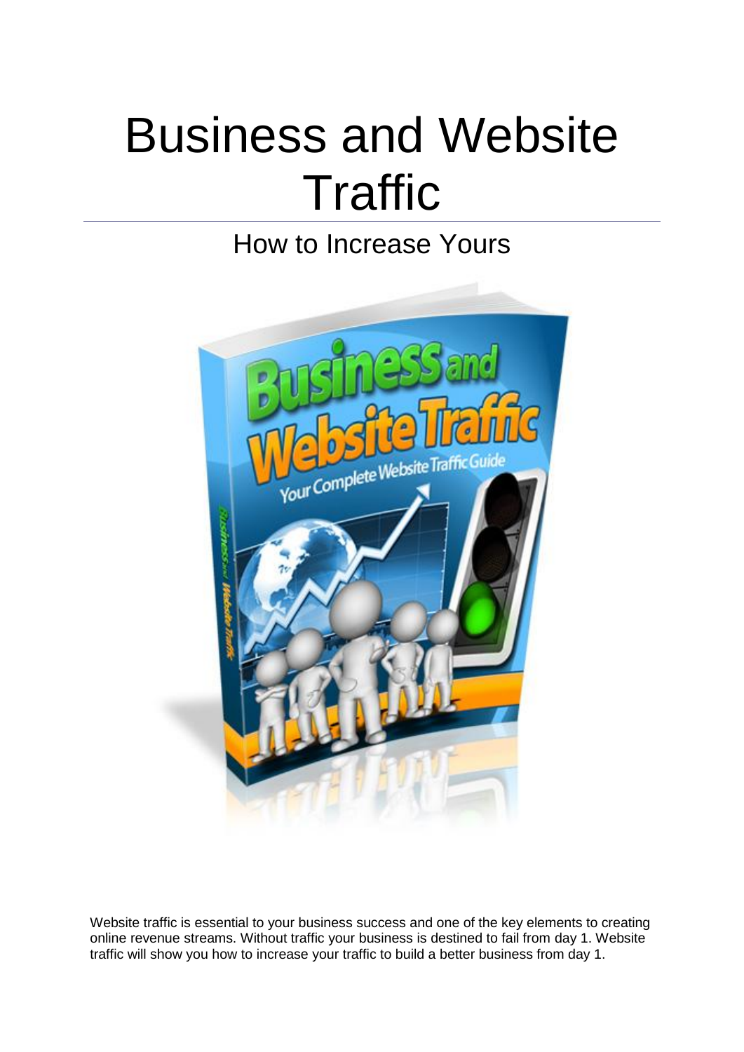# Business and Website Traffic

## How to Increase Yours

Website traffic is essential to your business success and one of the key elements to creating online revenue streams. Without traffic your business is destined to fail from day 1. Website traffic will show you how to increase your traffic to build a better business from day 1.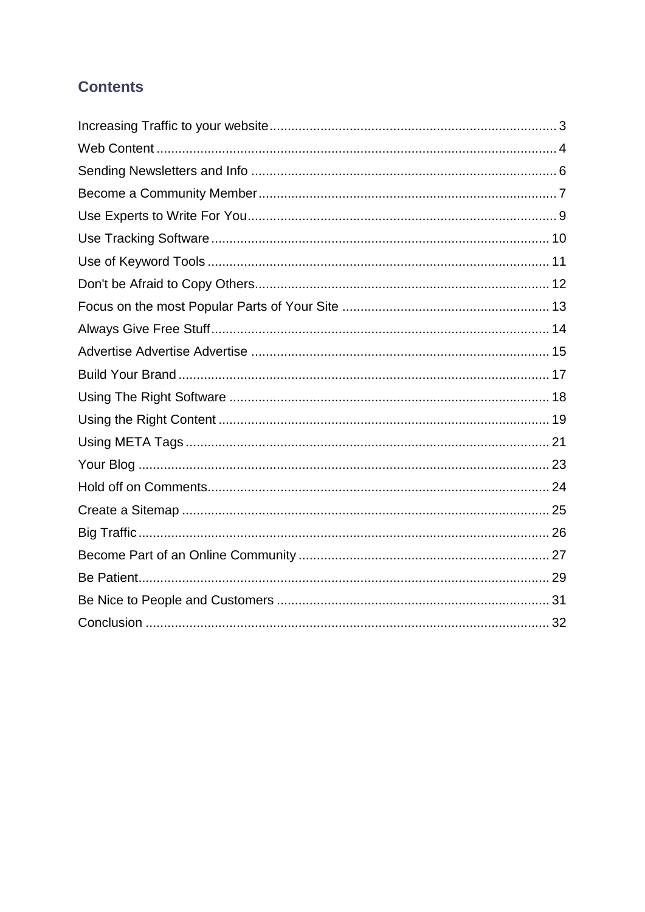## Contents

Increasing Traffic to your website .............................................. 3
Web Content .............................................. 4
Sending Newsletters and Info .............................................. 6
Become a Community Member .............................................. 7
Use Experts to Write For You .............................................. 9
Use Tracking Software .............................................. 10
Use of Keyword Tools .............................................. 11
Don't be Afraid to Copy Others .............................................. 12
Focus on the most Popular Parts of Your Site .............................................. 13
Always Give Free Stuff .............................................. 14
Advertise Advertise Advertise .............................................. 15
Build Your Brand .............................................. 17
Using The Right Software .............................................. 18
Using the Right Content .............................................. 19
Using META Tags .............................................. 21
Your Blog .............................................. 23
Hold off on Comments .............................................. 24
Create a Sitemap .............................................. 25
Big Traffic .............................................. 26
Become Part of an Online Community .............................................. 27
Be Patient .............................................. 29
Be Nice to People and Customers .............................................. 31
Conclusion .............................................. 32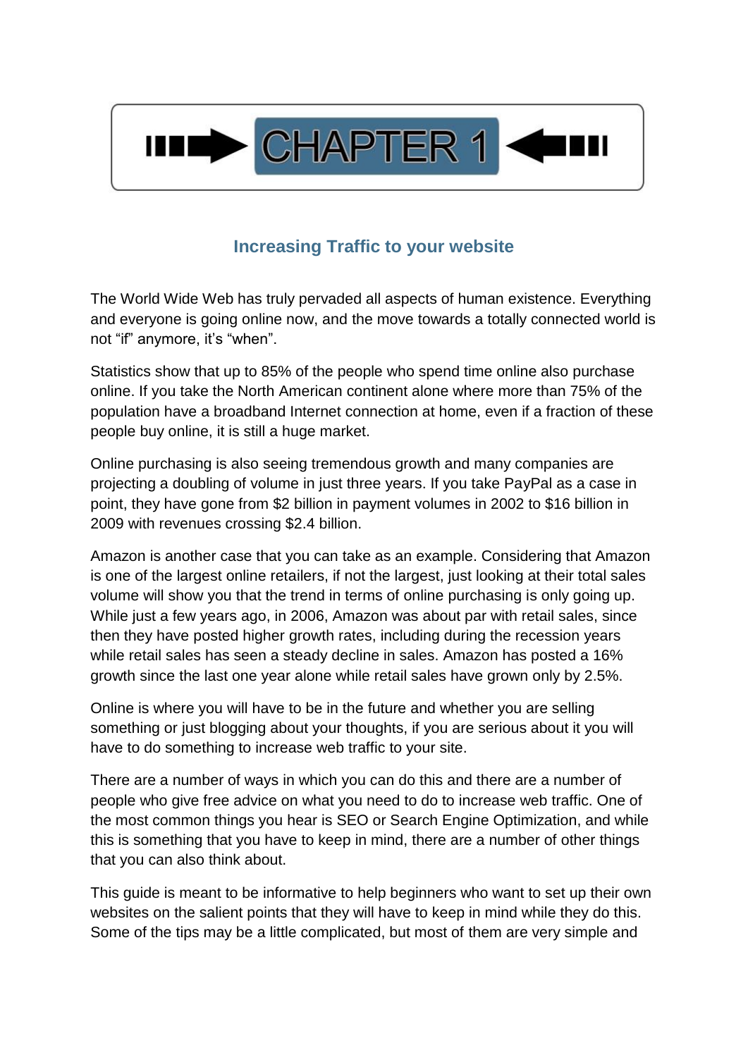# CHAPTER 1

## Increasing Traffic to your website

The World Wide Web has truly pervaded all aspects of human existence. Everything and everyone is going online now, and the move towards a totally connected world is not "if" anymore, it's "when".

Statistics show that up to 85% of the people who spend time online also purchase online. If you take the North American continent alone where more than 75% of the population have a broadband Internet connection at home, even if a fraction of these people buy online, it is still a huge market.

Online purchasing is also seeing tremendous growth and many companies are projecting a doubling of volume in just three years. If you take PayPal as a case in point, they have gone from $2 billion in payment volumes in 2002 to $16 billion in 2009 with revenues crossing $2.4 billion.

Amazon is another case that you can take as an example. Considering that Amazon is one of the largest online retailers, if not the largest, just looking at their total sales volume will show you that the trend in terms of online purchasing is only going up. While just a few years ago, in 2006, Amazon was about par with retail sales, since then they have posted higher growth rates, including during the recession years while retail sales has seen a steady decline in sales. Amazon has posted a 16% growth since the last one year alone while retail sales have grown only by 2.5%.

Online is where you will have to be in the future and whether you are selling something or just blogging about your thoughts, if you are serious about it you will have to do something to increase web traffic to your site.

There are a number of ways in which you can do this and there are a number of people who give free advice on what you need to do to increase web traffic. One of the most common things you hear is SEO or Search Engine Optimization, and while this is something that you have to keep in mind, there are a number of other things that you can also think about.

This guide is meant to be informative to help beginners who want to set up their own websites on the salient points that they will have to keep in mind while they do this. Some of the tips may be a little complicated, but most of them are very simple and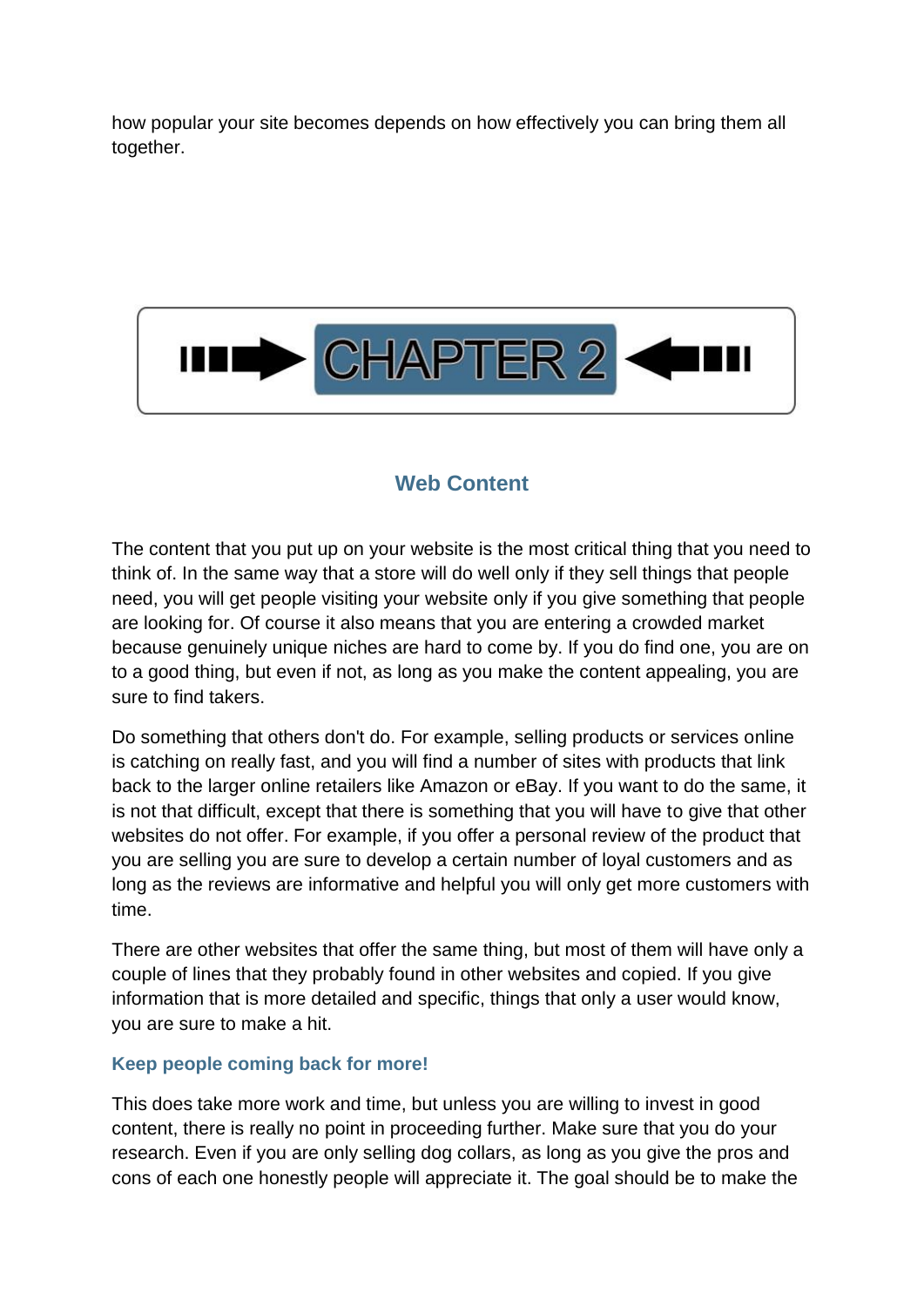how popular your site becomes depends on how effectively you can bring them all together.

# CHAPTER 2

## Web Content

The content that you put up on your website is the most critical thing that you need to think of. In the same way that a store will do well only if they sell things that people need, you will get people visiting your website only if you give something that people are looking for. Of course it also means that you are entering a crowded market because genuinely unique niches are hard to come by. If you do find one, you are on to a good thing, but even if not, as long as you make the content appealing, you are sure to find takers.

Do something that others don't do. For example, selling products or services online is catching on really fast, and you will find a number of sites with products that link back to the larger online retailers like Amazon or eBay. If you want to do the same, it is not that difficult, except that there is something that you will have to give that other websites do not offer. For example, if you offer a personal review of the product that you are selling you are sure to develop a certain number of loyal customers and as long as the reviews are informative and helpful you will only get more customers with time.

There are other websites that offer the same thing, but most of them will have only a couple of lines that they probably found in other websites and copied. If you give information that is more detailed and specific, things that only a user would know, you are sure to make a hit.

### Keep people coming back for more!

This does take more work and time, but unless you are willing to invest in good content, there is really no point in proceeding further. Make sure that you do your research. Even if you are only selling dog collars, as long as you give the pros and cons of each one honestly people will appreciate it. The goal should be to make the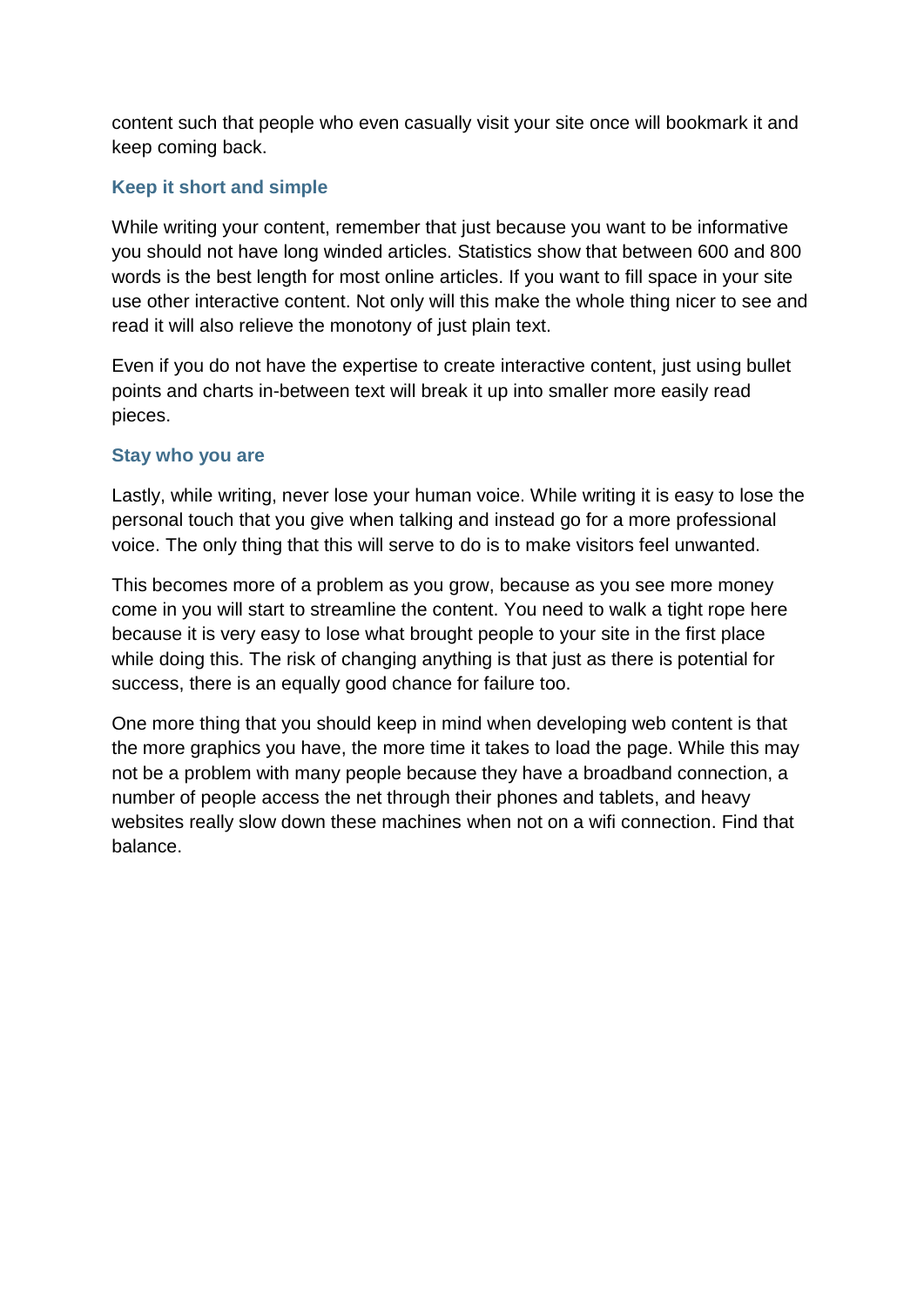content such that people who even casually visit your site once will bookmark it and keep coming back.

### Keep it short and simple

While writing your content, remember that just because you want to be informative you should not have long winded articles. Statistics show that between 600 and 800 words is the best length for most online articles. If you want to fill space in your site use other interactive content. Not only will this make the whole thing nicer to see and read it will also relieve the monotony of just plain text.

Even if you do not have the expertise to create interactive content, just using bullet points and charts in-between text will break it up into smaller more easily read pieces.

### Stay who you are

Lastly, while writing, never lose your human voice. While writing it is easy to lose the personal touch that you give when talking and instead go for a more professional voice. The only thing that this will serve to do is to make visitors feel unwanted.

This becomes more of a problem as you grow, because as you see more money come in you will start to streamline the content. You need to walk a tight rope here because it is very easy to lose what brought people to your site in the first place while doing this. The risk of changing anything is that just as there is potential for success, there is an equally good chance for failure too.

One more thing that you should keep in mind when developing web content is that the more graphics you have, the more time it takes to load the page. While this may not be a problem with many people because they have a broadband connection, a number of people access the net through their phones and tablets, and heavy websites really slow down these machines when not on a wifi connection. Find that balance.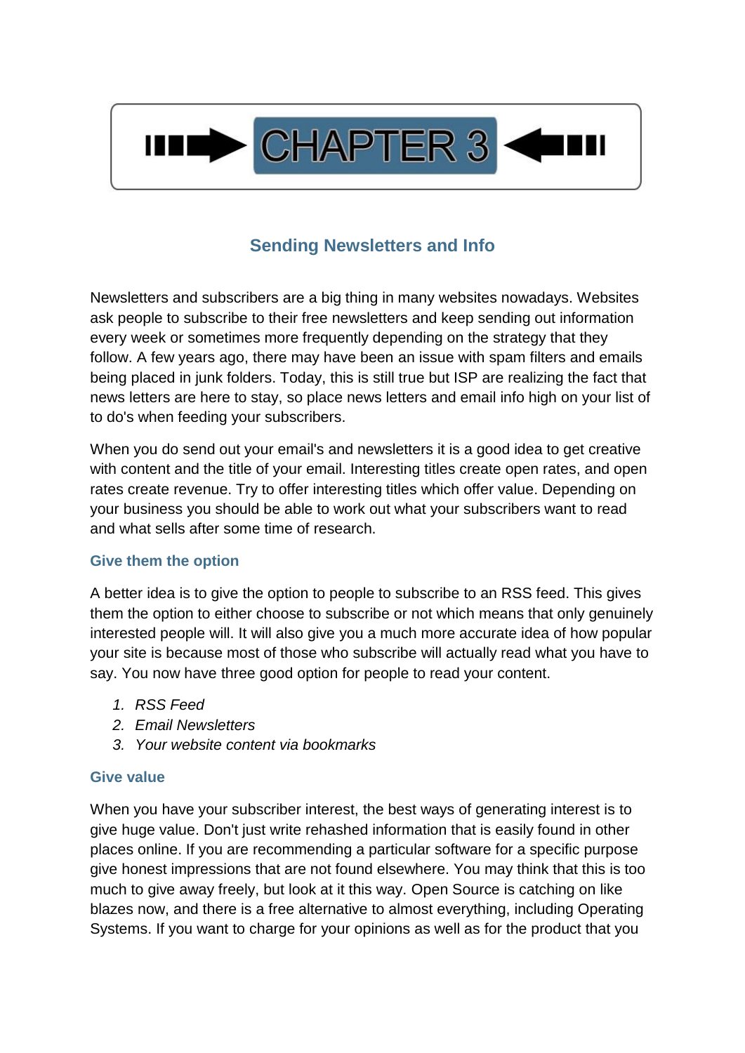# CHAPTER 3

## Sending Newsletters and Info

Newsletters and subscribers are a big thing in many websites nowadays. Websites ask people to subscribe to their free newsletters and keep sending out information every week or sometimes more frequently depending on the strategy that they follow. A few years ago, there may have been an issue with spam filters and emails being placed in junk folders. Today, this is still true but ISP are realizing the fact that news letters are here to stay, so place news letters and email info high on your list of to do's when feeding your subscribers.

When you do send out your email's and newsletters it is a good idea to get creative with content and the title of your email. Interesting titles create open rates, and open rates create revenue. Try to offer interesting titles which offer value. Depending on your business you should be able to work out what your subscribers want to read and what sells after some time of research.

### Give them the option

A better idea is to give the option to people to subscribe to an RSS feed. This gives them the option to either choose to subscribe or not which means that only genuinely interested people will. It will also give you a much more accurate idea of how popular your site is because most of those who subscribe will actually read what you have to say. You now have three good option for people to read your content.

1. *RSS Feed*
2. *Email Newsletters*
3. *Your website content via bookmarks*

### Give value

When you have your subscriber interest, the best ways of generating interest is to give huge value. Don't just write rehashed information that is easily found in other places online. If you are recommending a particular software for a specific purpose give honest impressions that are not found elsewhere. You may think that this is too much to give away freely, but look at it this way. Open Source is catching on like blazes now, and there is a free alternative to almost everything, including Operating Systems. If you want to charge for your opinions as well as for the product that you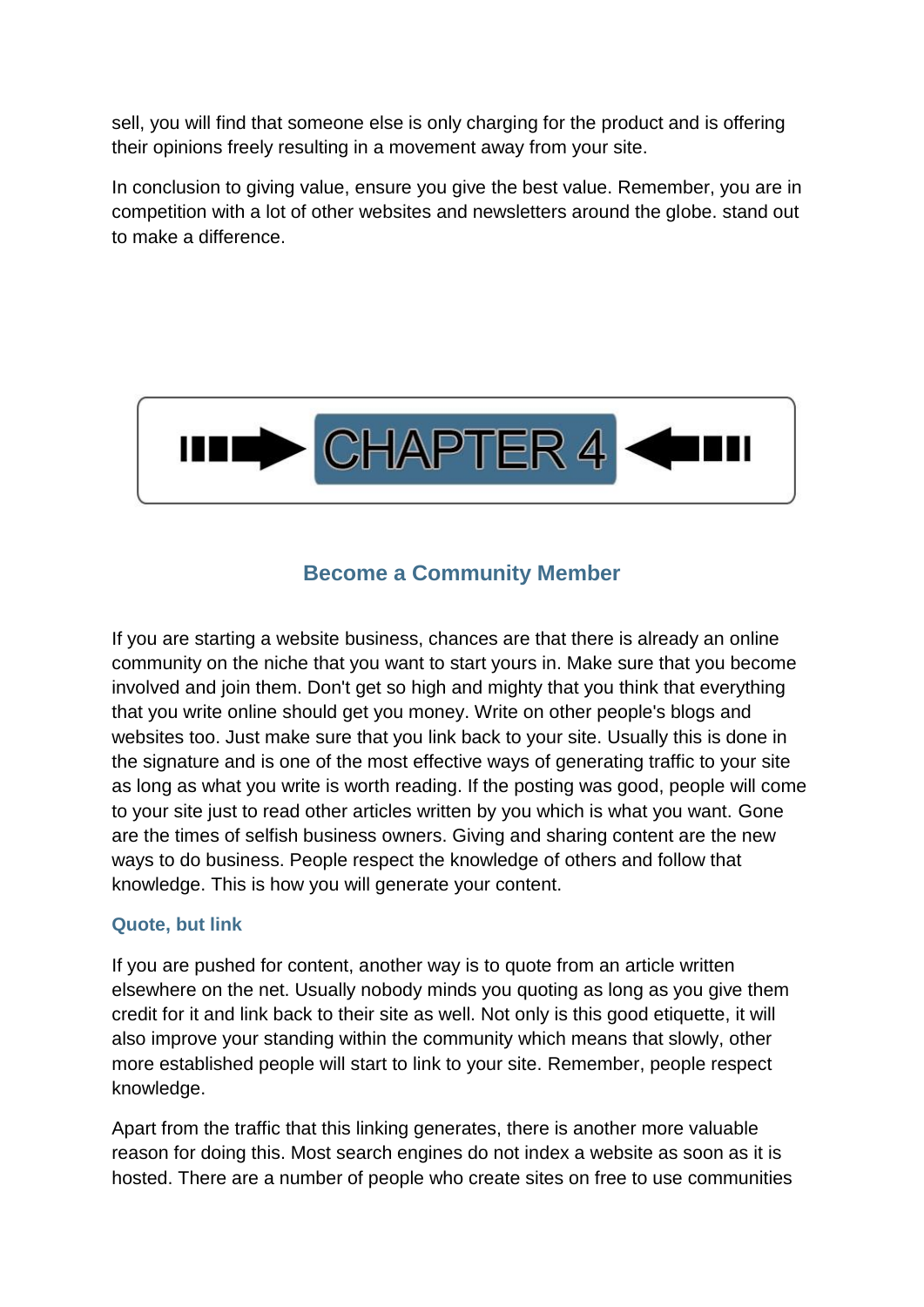sell, you will find that someone else is only charging for the product and is offering their opinions freely resulting in a movement away from your site.

In conclusion to giving value, ensure you give the best value. Remember, you are in competition with a lot of other websites and newsletters around the globe. stand out to make a difference.

# CHAPTER 4

## Become a Community Member

If you are starting a website business, chances are that there is already an online community on the niche that you want to start yours in. Make sure that you become involved and join them. Don't get so high and mighty that you think that everything that you write online should get you money. Write on other people's blogs and websites too. Just make sure that you link back to your site. Usually this is done in the signature and is one of the most effective ways of generating traffic to your site as long as what you write is worth reading. If the posting was good, people will come to your site just to read other articles written by you which is what you want. Gone are the times of selfish business owners. Giving and sharing content are the new ways to do business. People respect the knowledge of others and follow that knowledge. This is how you will generate your content.

### Quote, but link

If you are pushed for content, another way is to quote from an article written elsewhere on the net. Usually nobody minds you quoting as long as you give them credit for it and link back to their site as well. Not only is this good etiquette, it will also improve your standing within the community which means that slowly, other more established people will start to link to your site. Remember, people respect knowledge.

Apart from the traffic that this linking generates, there is another more valuable reason for doing this. Most search engines do not index a website as soon as it is hosted. There are a number of people who create sites on free to use communities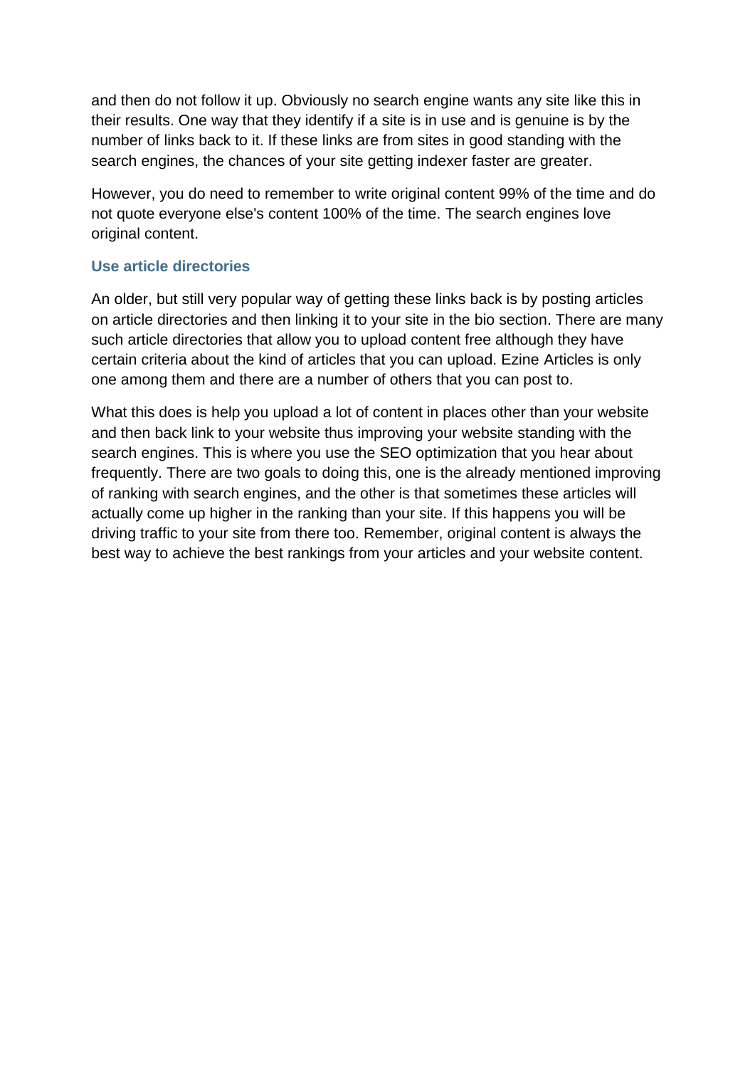and then do not follow it up. Obviously no search engine wants any site like this in their results. One way that they identify if a site is in use and is genuine is by the number of links back to it. If these links are from sites in good standing with the search engines, the chances of your site getting indexer faster are greater.

However, you do need to remember to write original content 99% of the time and do not quote everyone else's content 100% of the time. The search engines love original content.

### Use article directories

An older, but still very popular way of getting these links back is by posting articles on article directories and then linking it to your site in the bio section. There are many such article directories that allow you to upload content free although they have certain criteria about the kind of articles that you can upload. Ezine Articles is only one among them and there are a number of others that you can post to.

What this does is help you upload a lot of content in places other than your website and then back link to your website thus improving your website standing with the search engines. This is where you use the SEO optimization that you hear about frequently. There are two goals to doing this, one is the already mentioned improving of ranking with search engines, and the other is that sometimes these articles will actually come up higher in the ranking than your site. If this happens you will be driving traffic to your site from there too. Remember, original content is always the best way to achieve the best rankings from your articles and your website content.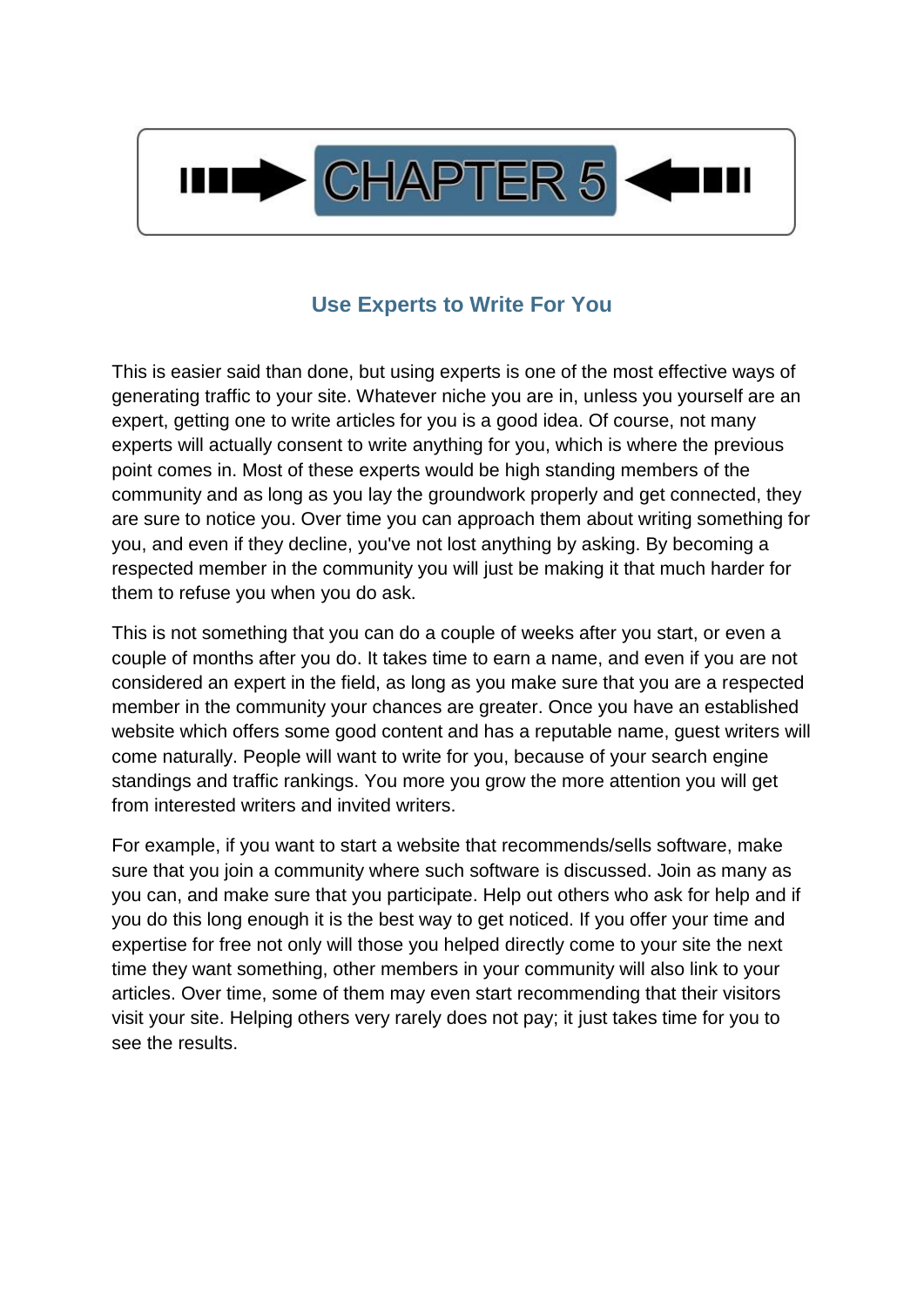# CHAPTER 5

## Use Experts to Write For You

This is easier said than done, but using experts is one of the most effective ways of generating traffic to your site. Whatever niche you are in, unless you yourself are an expert, getting one to write articles for you is a good idea. Of course, not many experts will actually consent to write anything for you, which is where the previous point comes in. Most of these experts would be high standing members of the community and as long as you lay the groundwork properly and get connected, they are sure to notice you. Over time you can approach them about writing something for you, and even if they decline, you've not lost anything by asking. By becoming a respected member in the community you will just be making it that much harder for them to refuse you when you do ask.

This is not something that you can do a couple of weeks after you start, or even a couple of months after you do. It takes time to earn a name, and even if you are not considered an expert in the field, as long as you make sure that you are a respected member in the community your chances are greater. Once you have an established website which offers some good content and has a reputable name, guest writers will come naturally. People will want to write for you, because of your search engine standings and traffic rankings. You more you grow the more attention you will get from interested writers and invited writers.

For example, if you want to start a website that recommends/sells software, make sure that you join a community where such software is discussed. Join as many as you can, and make sure that you participate. Help out others who ask for help and if you do this long enough it is the best way to get noticed. If you offer your time and expertise for free not only will those you helped directly come to your site the next time they want something, other members in your community will also link to your articles. Over time, some of them may even start recommending that their visitors visit your site. Helping others very rarely does not pay; it just takes time for you to see the results.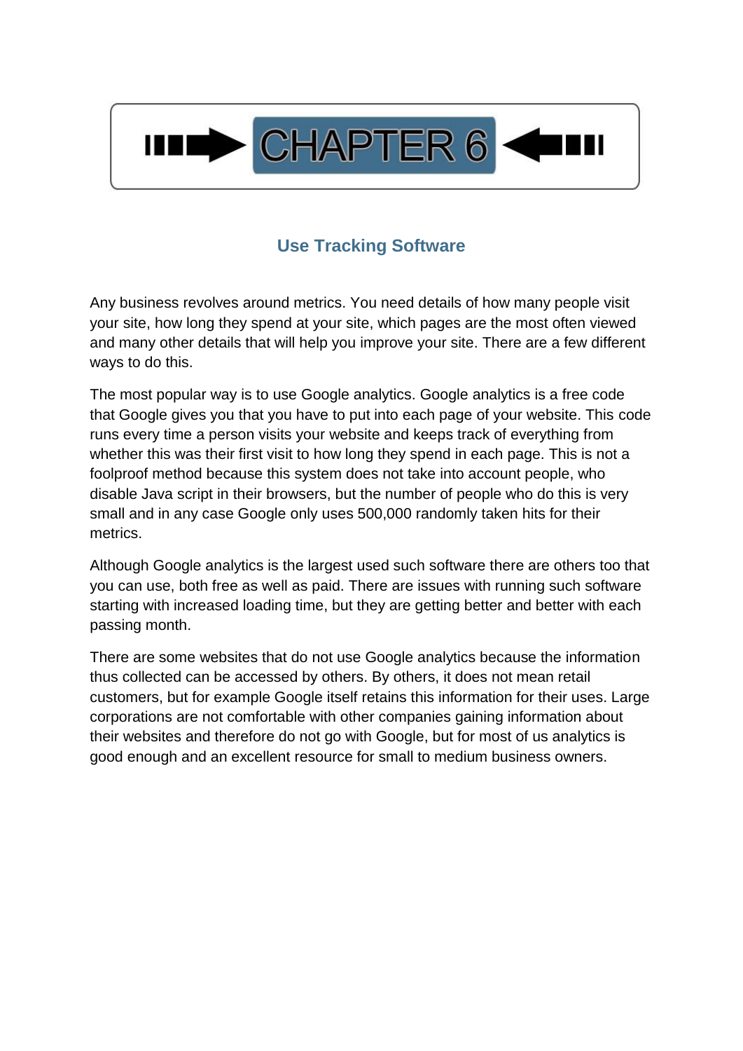# CHAPTER 6

## Use Tracking Software

Any business revolves around metrics. You need details of how many people visit your site, how long they spend at your site, which pages are the most often viewed and many other details that will help you improve your site. There are a few different ways to do this.

The most popular way is to use Google analytics. Google analytics is a free code that Google gives you that you have to put into each page of your website. This code runs every time a person visits your website and keeps track of everything from whether this was their first visit to how long they spend in each page. This is not a foolproof method because this system does not take into account people, who disable Java script in their browsers, but the number of people who do this is very small and in any case Google only uses 500,000 randomly taken hits for their metrics.

Although Google analytics is the largest used such software there are others too that you can use, both free as well as paid. There are issues with running such software starting with increased loading time, but they are getting better and better with each passing month.

There are some websites that do not use Google analytics because the information thus collected can be accessed by others. By others, it does not mean retail customers, but for example Google itself retains this information for their uses. Large corporations are not comfortable with other companies gaining information about their websites and therefore do not go with Google, but for most of us analytics is good enough and an excellent resource for small to medium business owners.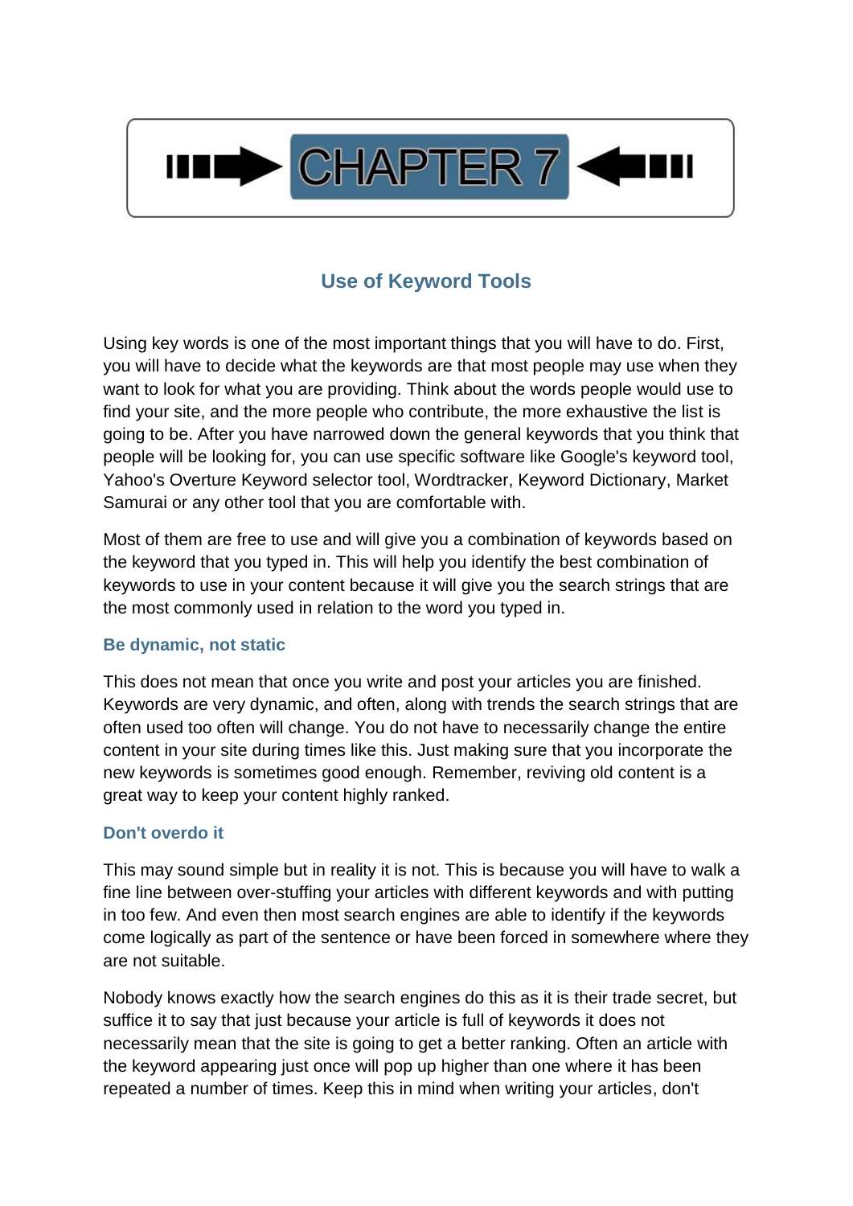# CHAPTER 7

## Use of Keyword Tools

Using key words is one of the most important things that you will have to do. First, you will have to decide what the keywords are that most people may use when they want to look for what you are providing. Think about the words people would use to find your site, and the more people who contribute, the more exhaustive the list is going to be. After you have narrowed down the general keywords that you think that people will be looking for, you can use specific software like Google's keyword tool, Yahoo's Overture Keyword selector tool, Wordtracker, Keyword Dictionary, Market Samurai or any other tool that you are comfortable with.

Most of them are free to use and will give you a combination of keywords based on the keyword that you typed in. This will help you identify the best combination of keywords to use in your content because it will give you the search strings that are the most commonly used in relation to the word you typed in.

### Be dynamic, not static

This does not mean that once you write and post your articles you are finished. Keywords are very dynamic, and often, along with trends the search strings that are often used too often will change. You do not have to necessarily change the entire content in your site during times like this. Just making sure that you incorporate the new keywords is sometimes good enough. Remember, reviving old content is a great way to keep your content highly ranked.

### Don't overdo it

This may sound simple but in reality it is not. This is because you will have to walk a fine line between over-stuffing your articles with different keywords and with putting in too few. And even then most search engines are able to identify if the keywords come logically as part of the sentence or have been forced in somewhere where they are not suitable.

Nobody knows exactly how the search engines do this as it is their trade secret, but suffice it to say that just because your article is full of keywords it does not necessarily mean that the site is going to get a better ranking. Often an article with the keyword appearing just once will pop up higher than one where it has been repeated a number of times. Keep this in mind when writing your articles, don't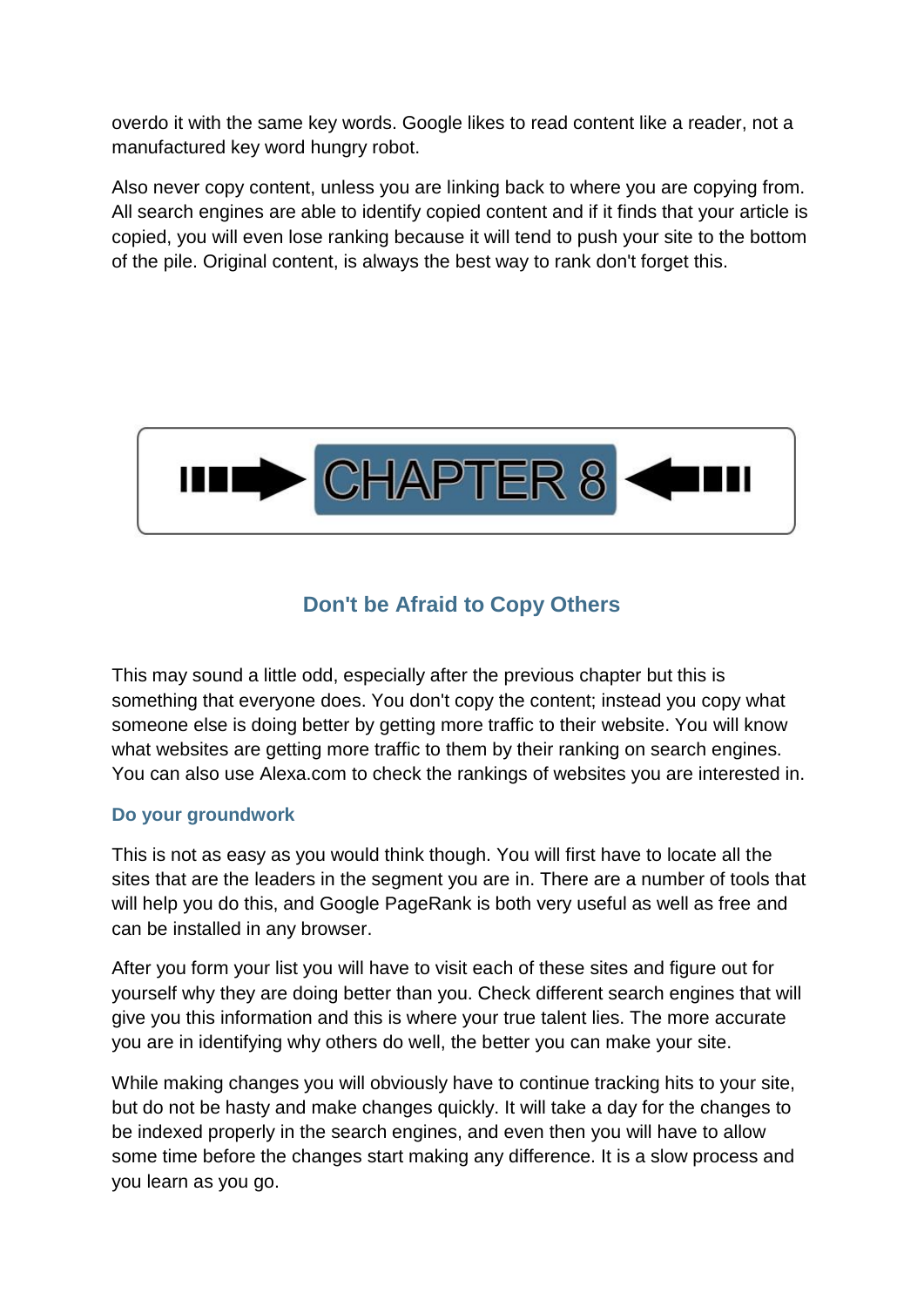overdo it with the same key words. Google likes to read content like a reader, not a manufactured key word hungry robot.

Also never copy content, unless you are linking back to where you are copying from. All search engines are able to identify copied content and if it finds that your article is copied, you will even lose ranking because it will tend to push your site to the bottom of the pile. Original content, is always the best way to rank don't forget this.

# CHAPTER 8

## Don't be Afraid to Copy Others

This may sound a little odd, especially after the previous chapter but this is something that everyone does. You don't copy the content; instead you copy what someone else is doing better by getting more traffic to their website. You will know what websites are getting more traffic to them by their ranking on search engines. You can also use Alexa.com to check the rankings of websites you are interested in.

### Do your groundwork

This is not as easy as you would think though. You will first have to locate all the sites that are the leaders in the segment you are in. There are a number of tools that will help you do this, and Google PageRank is both very useful as well as free and can be installed in any browser.

After you form your list you will have to visit each of these sites and figure out for yourself why they are doing better than you. Check different search engines that will give you this information and this is where your true talent lies. The more accurate you are in identifying why others do well, the better you can make your site.

While making changes you will obviously have to continue tracking hits to your site, but do not be hasty and make changes quickly. It will take a day for the changes to be indexed properly in the search engines, and even then you will have to allow some time before the changes start making any difference. It is a slow process and you learn as you go.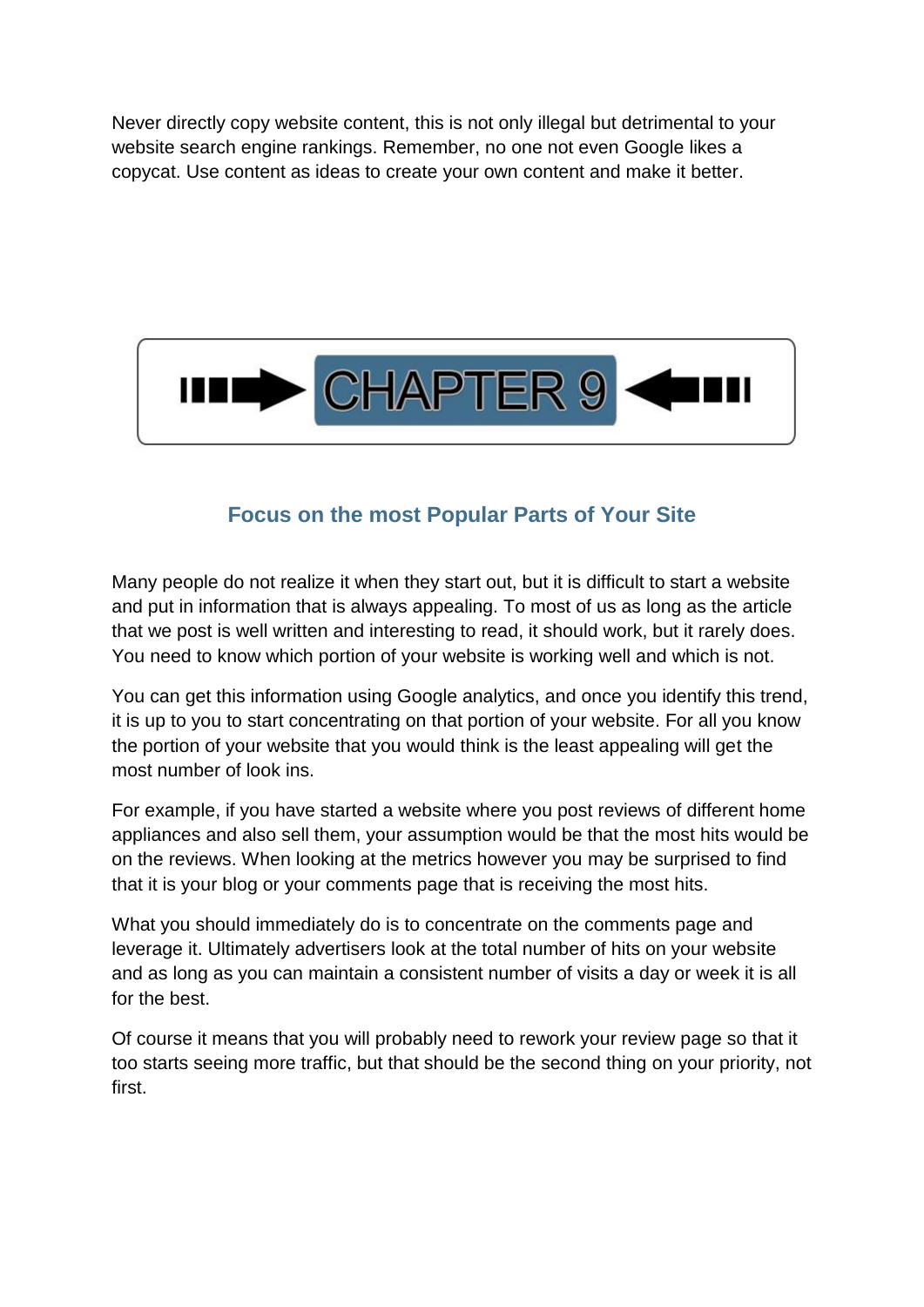Never directly copy website content, this is not only illegal but detrimental to your website search engine rankings. Remember, no one not even Google likes a copycat. Use content as ideas to create your own content and make it better.

# CHAPTER 9

## Focus on the most Popular Parts of Your Site

Many people do not realize it when they start out, but it is difficult to start a website and put in information that is always appealing. To most of us as long as the article that we post is well written and interesting to read, it should work, but it rarely does. You need to know which portion of your website is working well and which is not.

You can get this information using Google analytics, and once you identify this trend, it is up to you to start concentrating on that portion of your website. For all you know the portion of your website that you would think is the least appealing will get the most number of look ins.

For example, if you have started a website where you post reviews of different home appliances and also sell them, your assumption would be that the most hits would be on the reviews. When looking at the metrics however you may be surprised to find that it is your blog or your comments page that is receiving the most hits.

What you should immediately do is to concentrate on the comments page and leverage it. Ultimately advertisers look at the total number of hits on your website and as long as you can maintain a consistent number of visits a day or week it is all for the best.

Of course it means that you will probably need to rework your review page so that it too starts seeing more traffic, but that should be the second thing on your priority, not first.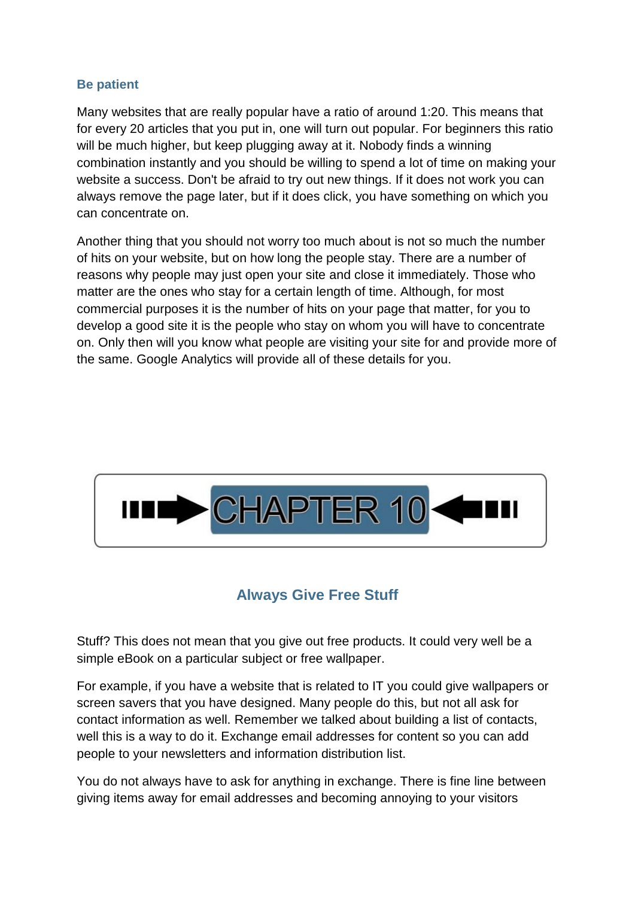### Be patient

Many websites that are really popular have a ratio of around 1:20. This means that for every 20 articles that you put in, one will turn out popular. For beginners this ratio will be much higher, but keep plugging away at it. Nobody finds a winning combination instantly and you should be willing to spend a lot of time on making your website a success. Don't be afraid to try out new things. If it does not work you can always remove the page later, but if it does click, you have something on which you can concentrate on.

Another thing that you should not worry too much about is not so much the number of hits on your website, but on how long the people stay. There are a number of reasons why people may just open your site and close it immediately. Those who matter are the ones who stay for a certain length of time. Although, for most commercial purposes it is the number of hits on your page that matter, for you to develop a good site it is the people who stay on whom you will have to concentrate on. Only then will you know what people are visiting your site for and provide more of the same. Google Analytics will provide all of these details for you.

# CHAPTER 10

## Always Give Free Stuff

Stuff? This does not mean that you give out free products. It could very well be a simple eBook on a particular subject or free wallpaper.

For example, if you have a website that is related to IT you could give wallpapers or screen savers that you have designed. Many people do this, but not all ask for contact information as well. Remember we talked about building a list of contacts, well this is a way to do it. Exchange email addresses for content so you can add people to your newsletters and information distribution list.

You do not always have to ask for anything in exchange. There is fine line between giving items away for email addresses and becoming annoying to your visitors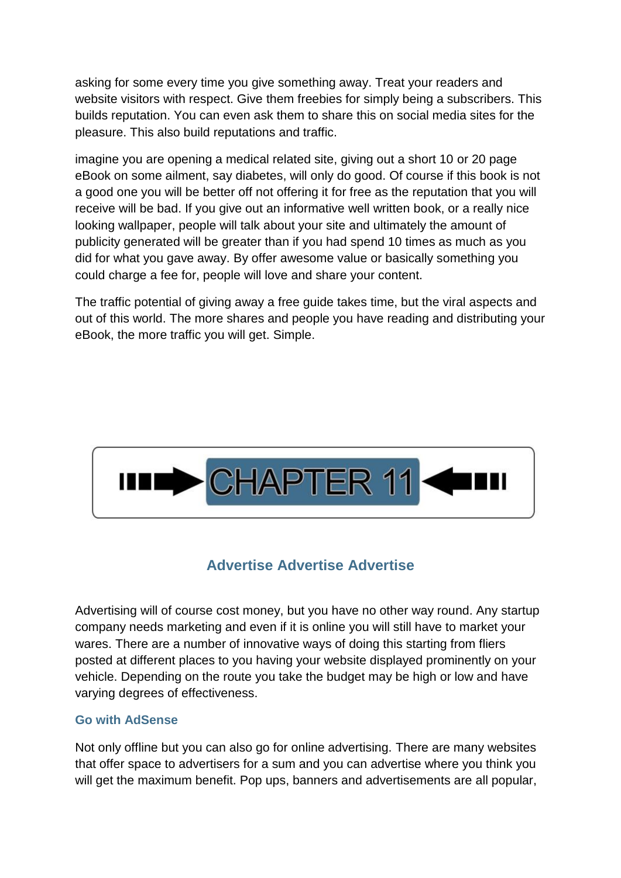asking for some every time you give something away. Treat your readers and website visitors with respect. Give them freebies for simply being a subscribers. This builds reputation. You can even ask them to share this on social media sites for the pleasure. This also build reputations and traffic.

imagine you are opening a medical related site, giving out a short 10 or 20 page eBook on some ailment, say diabetes, will only do good. Of course if this book is not a good one you will be better off not offering it for free as the reputation that you will receive will be bad. If you give out an informative well written book, or a really nice looking wallpaper, people will talk about your site and ultimately the amount of publicity generated will be greater than if you had spend 10 times as much as you did for what you gave away. By offer awesome value or basically something you could charge a fee for, people will love and share your content.

The traffic potential of giving away a free guide takes time, but the viral aspects and out of this world. The more shares and people you have reading and distributing your eBook, the more traffic you will get. Simple.

# CHAPTER 11

## Advertise Advertise Advertise

Advertising will of course cost money, but you have no other way round. Any startup company needs marketing and even if it is online you will still have to market your wares. There are a number of innovative ways of doing this starting from fliers posted at different places to you having your website displayed prominently on your vehicle. Depending on the route you take the budget may be high or low and have varying degrees of effectiveness.

### Go with AdSense

Not only offline but you can also go for online advertising. There are many websites that offer space to advertisers for a sum and you can advertise where you think you will get the maximum benefit. Pop ups, banners and advertisements are all popular,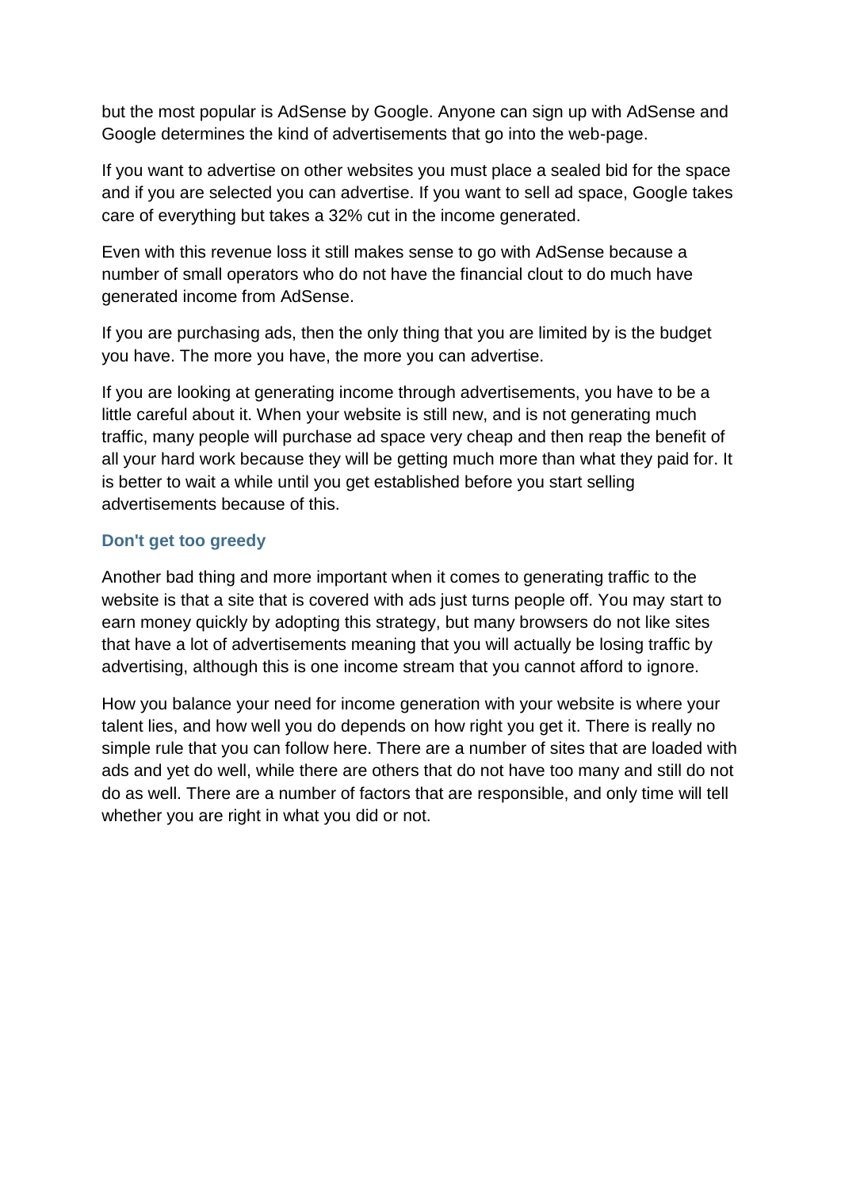but the most popular is AdSense by Google. Anyone can sign up with AdSense and Google determines the kind of advertisements that go into the web-page.

If you want to advertise on other websites you must place a sealed bid for the space and if you are selected you can advertise. If you want to sell ad space, Google takes care of everything but takes a 32% cut in the income generated.

Even with this revenue loss it still makes sense to go with AdSense because a number of small operators who do not have the financial clout to do much have generated income from AdSense.

If you are purchasing ads, then the only thing that you are limited by is the budget you have. The more you have, the more you can advertise.

If you are looking at generating income through advertisements, you have to be a little careful about it. When your website is still new, and is not generating much traffic, many people will purchase ad space very cheap and then reap the benefit of all your hard work because they will be getting much more than what they paid for. It is better to wait a while until you get established before you start selling advertisements because of this.

### Don't get too greedy

Another bad thing and more important when it comes to generating traffic to the website is that a site that is covered with ads just turns people off. You may start to earn money quickly by adopting this strategy, but many browsers do not like sites that have a lot of advertisements meaning that you will actually be losing traffic by advertising, although this is one income stream that you cannot afford to ignore.

How you balance your need for income generation with your website is where your talent lies, and how well you do depends on how right you get it. There is really no simple rule that you can follow here. There are a number of sites that are loaded with ads and yet do well, while there are others that do not have too many and still do not do as well. There are a number of factors that are responsible, and only time will tell whether you are right in what you did or not.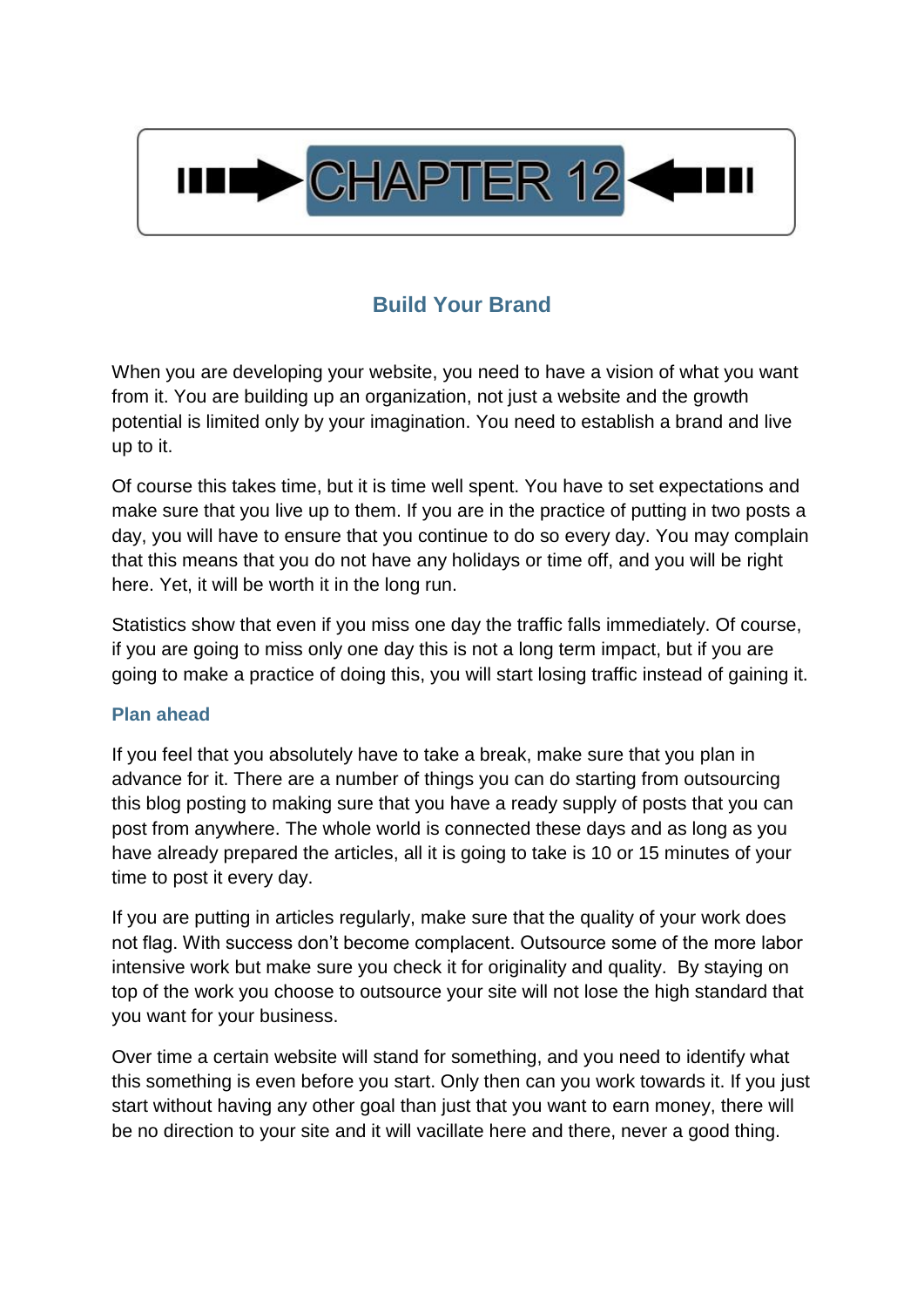# CHAPTER 12

## Build Your Brand

When you are developing your website, you need to have a vision of what you want from it. You are building up an organization, not just a website and the growth potential is limited only by your imagination. You need to establish a brand and live up to it.

Of course this takes time, but it is time well spent. You have to set expectations and make sure that you live up to them. If you are in the practice of putting in two posts a day, you will have to ensure that you continue to do so every day. You may complain that this means that you do not have any holidays or time off, and you will be right here. Yet, it will be worth it in the long run.

Statistics show that even if you miss one day the traffic falls immediately. Of course, if you are going to miss only one day this is not a long term impact, but if you are going to make a practice of doing this, you will start losing traffic instead of gaining it.

### Plan ahead

If you feel that you absolutely have to take a break, make sure that you plan in advance for it. There are a number of things you can do starting from outsourcing this blog posting to making sure that you have a ready supply of posts that you can post from anywhere. The whole world is connected these days and as long as you have already prepared the articles, all it is going to take is 10 or 15 minutes of your time to post it every day.

If you are putting in articles regularly, make sure that the quality of your work does not flag. With success don't become complacent. Outsource some of the more labor intensive work but make sure you check it for originality and quality. By staying on top of the work you choose to outsource your site will not lose the high standard that you want for your business.

Over time a certain website will stand for something, and you need to identify what this something is even before you start. Only then can you work towards it. If you just start without having any other goal than just that you want to earn money, there will be no direction to your site and it will vacillate here and there, never a good thing.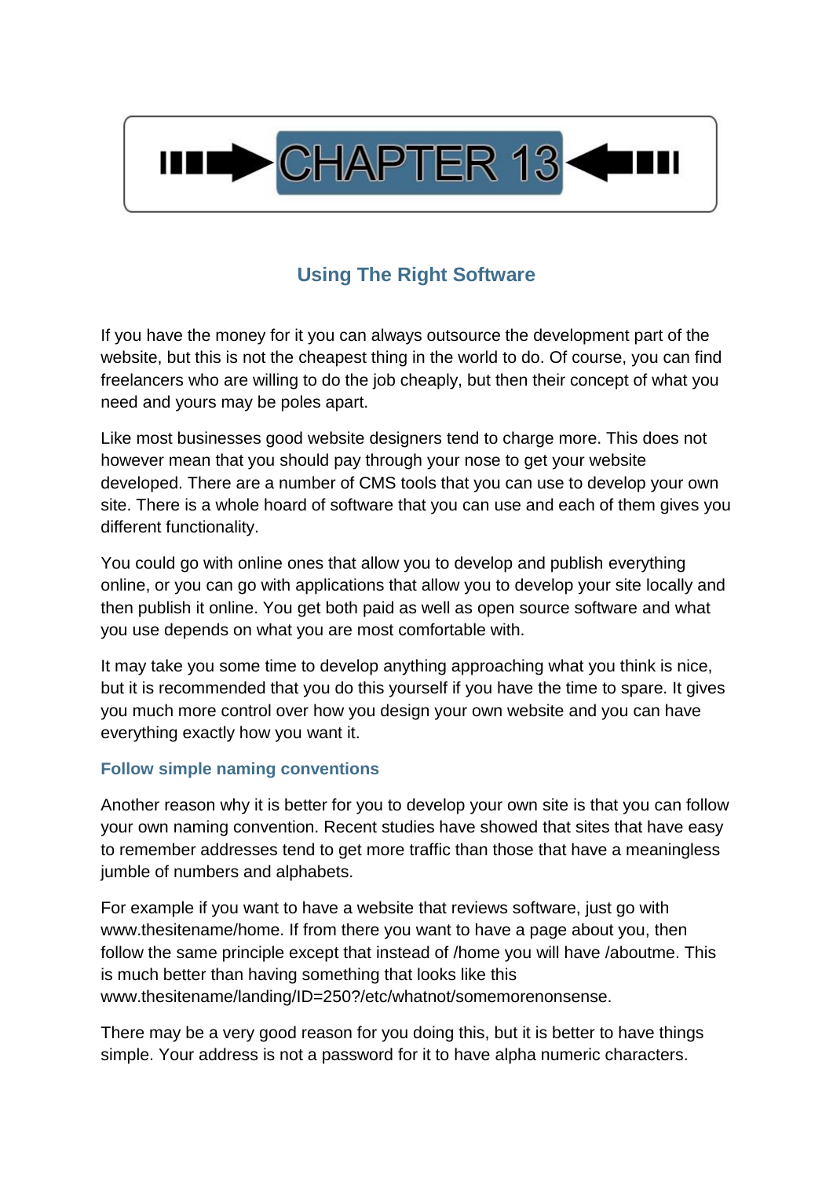# CHAPTER 13

## Using The Right Software

If you have the money for it you can always outsource the development part of the website, but this is not the cheapest thing in the world to do. Of course, you can find freelancers who are willing to do the job cheaply, but then their concept of what you need and yours may be poles apart.

Like most businesses good website designers tend to charge more. This does not however mean that you should pay through your nose to get your website developed. There are a number of CMS tools that you can use to develop your own site. There is a whole hoard of software that you can use and each of them gives you different functionality.

You could go with online ones that allow you to develop and publish everything online, or you can go with applications that allow you to develop your site locally and then publish it online. You get both paid as well as open source software and what you use depends on what you are most comfortable with.

It may take you some time to develop anything approaching what you think is nice, but it is recommended that you do this yourself if you have the time to spare. It gives you much more control over how you design your own website and you can have everything exactly how you want it.

### Follow simple naming conventions

Another reason why it is better for you to develop your own site is that you can follow your own naming convention. Recent studies have showed that sites that have easy to remember addresses tend to get more traffic than those that have a meaningless jumble of numbers and alphabets.

For example if you want to have a website that reviews software, just go with www.thesitename/home. If from there you want to have a page about you, then follow the same principle except that instead of /home you will have /aboutme. This is much better than having something that looks like this www.thesitename/landing/ID=250?/etc/whatnot/somemorenonsense.

There may be a very good reason for you doing this, but it is better to have things simple. Your address is not a password for it to have alpha numeric characters.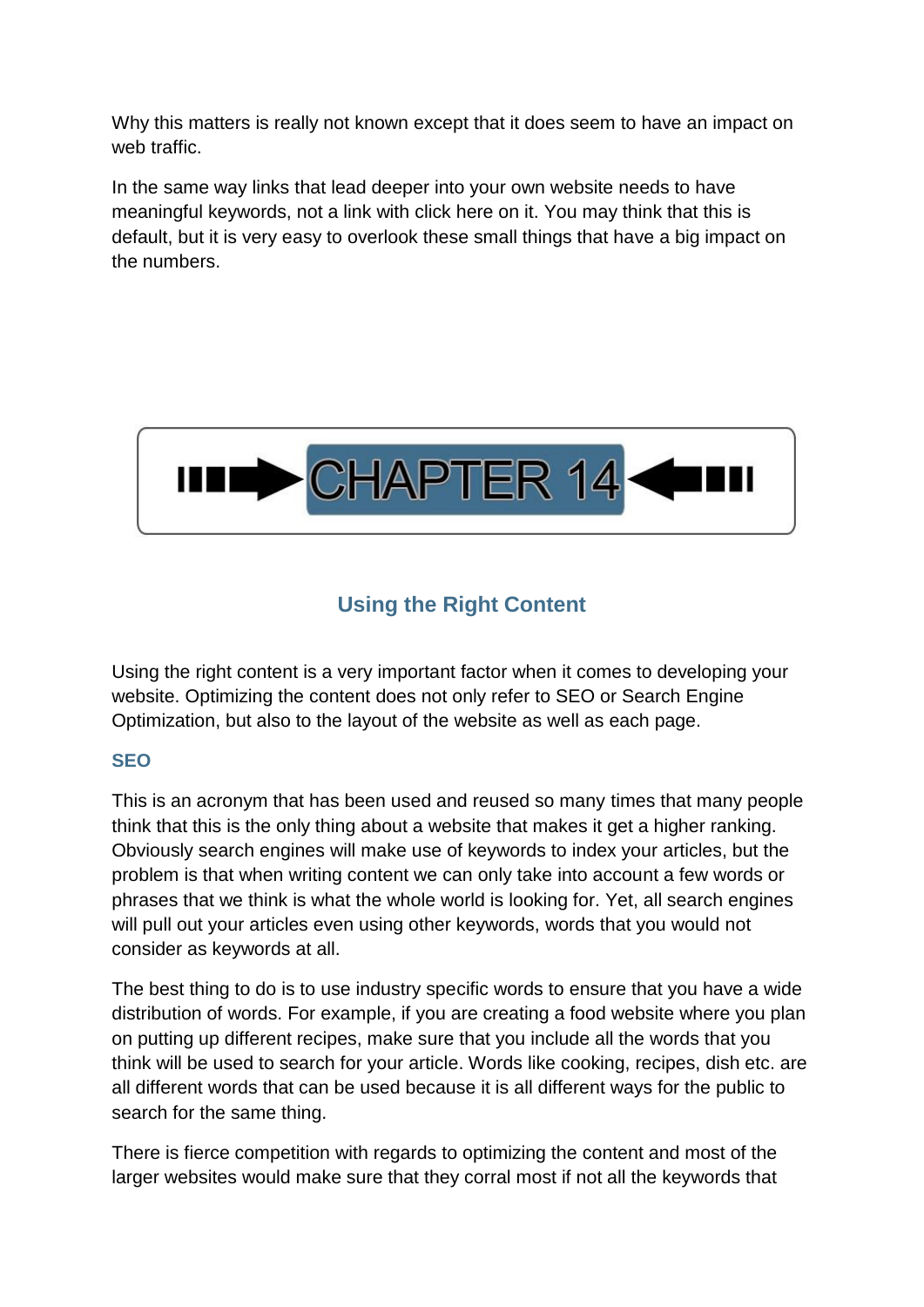Why this matters is really not known except that it does seem to have an impact on web traffic.

In the same way links that lead deeper into your own website needs to have meaningful keywords, not a link with click here on it. You may think that this is default, but it is very easy to overlook these small things that have a big impact on the numbers.

# CHAPTER 14

## Using the Right Content

Using the right content is a very important factor when it comes to developing your website. Optimizing the content does not only refer to SEO or Search Engine Optimization, but also to the layout of the website as well as each page.

### SEO

This is an acronym that has been used and reused so many times that many people think that this is the only thing about a website that makes it get a higher ranking. Obviously search engines will make use of keywords to index your articles, but the problem is that when writing content we can only take into account a few words or phrases that we think is what the whole world is looking for. Yet, all search engines will pull out your articles even using other keywords, words that you would not consider as keywords at all.

The best thing to do is to use industry specific words to ensure that you have a wide distribution of words. For example, if you are creating a food website where you plan on putting up different recipes, make sure that you include all the words that you think will be used to search for your article. Words like cooking, recipes, dish etc. are all different words that can be used because it is all different ways for the public to search for the same thing.

There is fierce competition with regards to optimizing the content and most of the larger websites would make sure that they corral most if not all the keywords that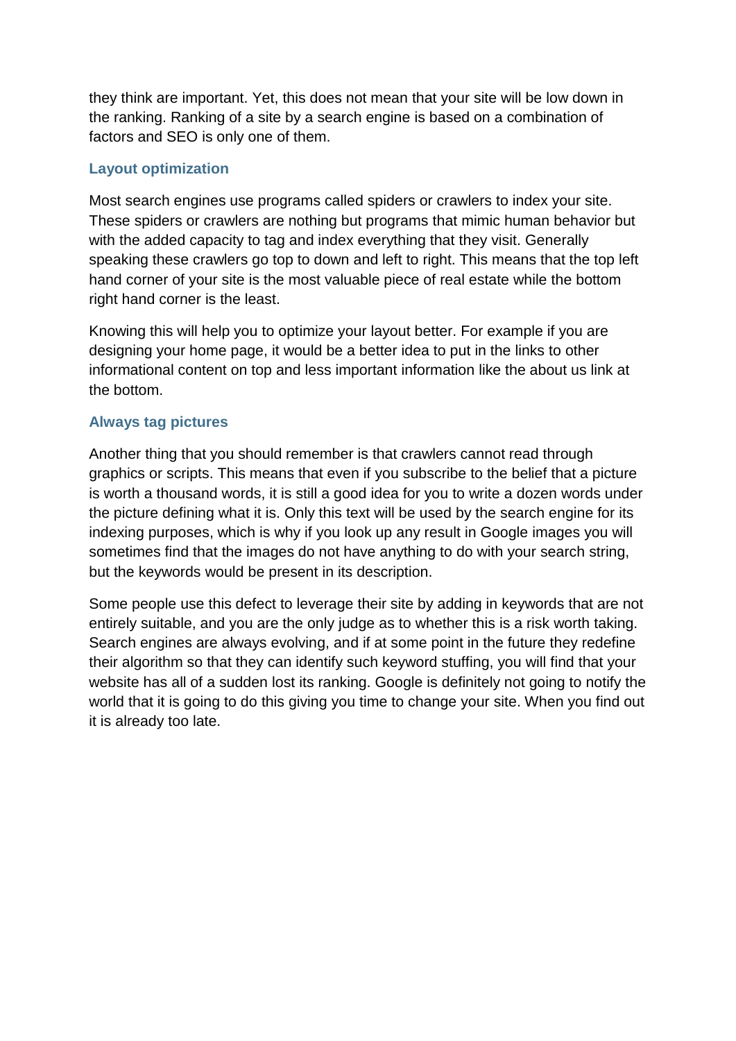they think are important. Yet, this does not mean that your site will be low down in the ranking. Ranking of a site by a search engine is based on a combination of factors and SEO is only one of them.

### Layout optimization

Most search engines use programs called spiders or crawlers to index your site. These spiders or crawlers are nothing but programs that mimic human behavior but with the added capacity to tag and index everything that they visit. Generally speaking these crawlers go top to down and left to right. This means that the top left hand corner of your site is the most valuable piece of real estate while the bottom right hand corner is the least.

Knowing this will help you to optimize your layout better. For example if you are designing your home page, it would be a better idea to put in the links to other informational content on top and less important information like the about us link at the bottom.

### Always tag pictures

Another thing that you should remember is that crawlers cannot read through graphics or scripts. This means that even if you subscribe to the belief that a picture is worth a thousand words, it is still a good idea for you to write a dozen words under the picture defining what it is. Only this text will be used by the search engine for its indexing purposes, which is why if you look up any result in Google images you will sometimes find that the images do not have anything to do with your search string, but the keywords would be present in its description.

Some people use this defect to leverage their site by adding in keywords that are not entirely suitable, and you are the only judge as to whether this is a risk worth taking. Search engines are always evolving, and if at some point in the future they redefine their algorithm so that they can identify such keyword stuffing, you will find that your website has all of a sudden lost its ranking. Google is definitely not going to notify the world that it is going to do this giving you time to change your site. When you find out it is already too late.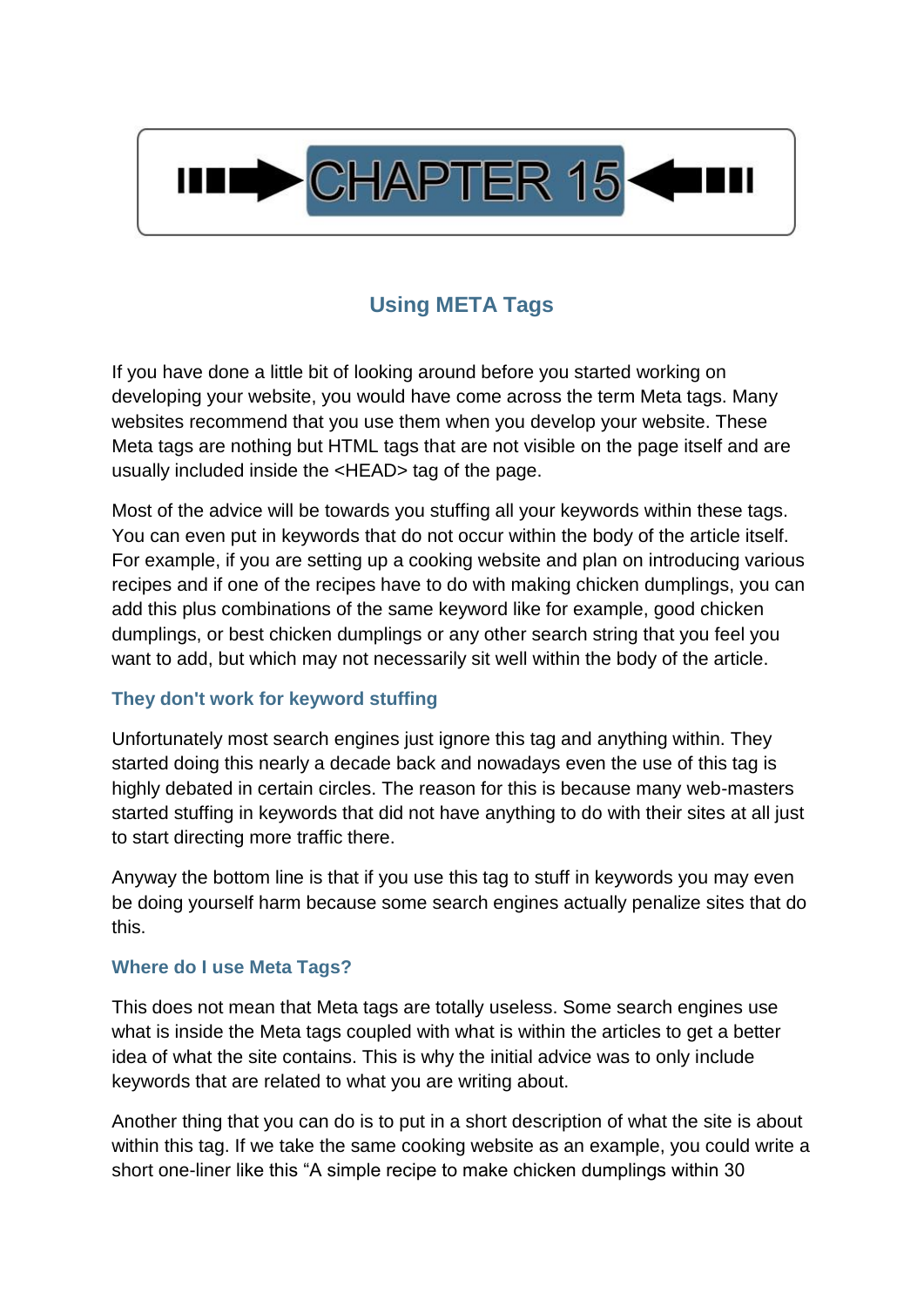# CHAPTER 15

## Using META Tags

If you have done a little bit of looking around before you started working on developing your website, you would have come across the term Meta tags. Many websites recommend that you use them when you develop your website. These Meta tags are nothing but HTML tags that are not visible on the page itself and are usually included inside the <HEAD> tag of the page.

Most of the advice will be towards you stuffing all your keywords within these tags. You can even put in keywords that do not occur within the body of the article itself. For example, if you are setting up a cooking website and plan on introducing various recipes and if one of the recipes have to do with making chicken dumplings, you can add this plus combinations of the same keyword like for example, good chicken dumplings, or best chicken dumplings or any other search string that you feel you want to add, but which may not necessarily sit well within the body of the article.

### They don't work for keyword stuffing

Unfortunately most search engines just ignore this tag and anything within. They started doing this nearly a decade back and nowadays even the use of this tag is highly debated in certain circles. The reason for this is because many web-masters started stuffing in keywords that did not have anything to do with their sites at all just to start directing more traffic there.

Anyway the bottom line is that if you use this tag to stuff in keywords you may even be doing yourself harm because some search engines actually penalize sites that do this.

### Where do I use Meta Tags?

This does not mean that Meta tags are totally useless. Some search engines use what is inside the Meta tags coupled with what is within the articles to get a better idea of what the site contains. This is why the initial advice was to only include keywords that are related to what you are writing about.

Another thing that you can do is to put in a short description of what the site is about within this tag. If we take the same cooking website as an example, you could write a short one-liner like this “A simple recipe to make chicken dumplings within 30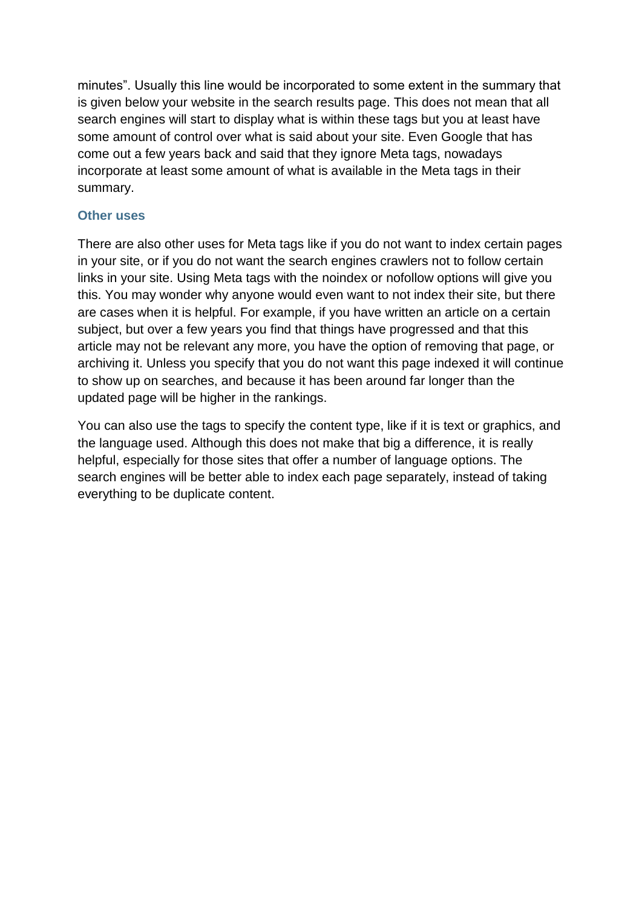minutes". Usually this line would be incorporated to some extent in the summary that is given below your website in the search results page. This does not mean that all search engines will start to display what is within these tags but you at least have some amount of control over what is said about your site. Even Google that has come out a few years back and said that they ignore Meta tags, nowadays incorporate at least some amount of what is available in the Meta tags in their summary.

### Other uses

There are also other uses for Meta tags like if you do not want to index certain pages in your site, or if you do not want the search engines crawlers not to follow certain links in your site. Using Meta tags with the noindex or nofollow options will give you this. You may wonder why anyone would even want to not index their site, but there are cases when it is helpful. For example, if you have written an article on a certain subject, but over a few years you find that things have progressed and that this article may not be relevant any more, you have the option of removing that page, or archiving it. Unless you specify that you do not want this page indexed it will continue to show up on searches, and because it has been around far longer than the updated page will be higher in the rankings.

You can also use the tags to specify the content type, like if it is text or graphics, and the language used. Although this does not make that big a difference, it is really helpful, especially for those sites that offer a number of language options. The search engines will be better able to index each page separately, instead of taking everything to be duplicate content.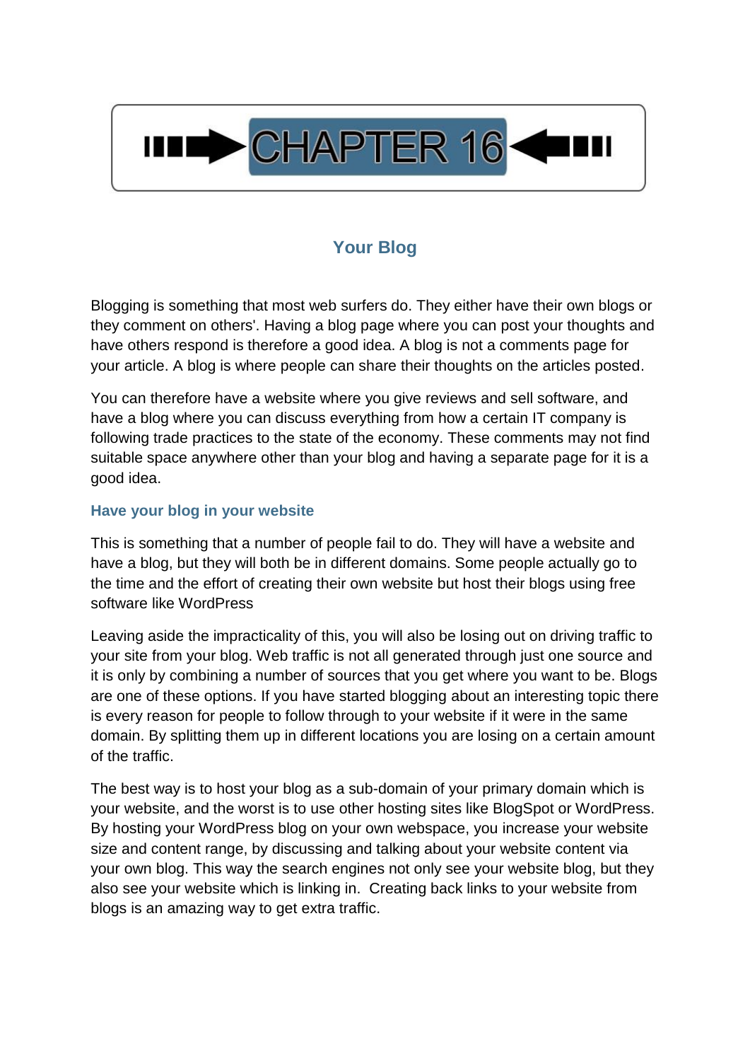# CHAPTER 16

## Your Blog

Blogging is something that most web surfers do. They either have their own blogs or they comment on others'. Having a blog page where you can post your thoughts and have others respond is therefore a good idea. A blog is not a comments page for your article. A blog is where people can share their thoughts on the articles posted.

You can therefore have a website where you give reviews and sell software, and have a blog where you can discuss everything from how a certain IT company is following trade practices to the state of the economy. These comments may not find suitable space anywhere other than your blog and having a separate page for it is a good idea.

### Have your blog in your website

This is something that a number of people fail to do. They will have a website and have a blog, but they will both be in different domains. Some people actually go to the time and the effort of creating their own website but host their blogs using free software like WordPress

Leaving aside the impracticality of this, you will also be losing out on driving traffic to your site from your blog. Web traffic is not all generated through just one source and it is only by combining a number of sources that you get where you want to be. Blogs are one of these options. If you have started blogging about an interesting topic there is every reason for people to follow through to your website if it were in the same domain. By splitting them up in different locations you are losing on a certain amount of the traffic.

The best way is to host your blog as a sub-domain of your primary domain which is your website, and the worst is to use other hosting sites like BlogSpot or WordPress. By hosting your WordPress blog on your own webspace, you increase your website size and content range, by discussing and talking about your website content via your own blog. This way the search engines not only see your website blog, but they also see your website which is linking in. Creating back links to your website from blogs is an amazing way to get extra traffic.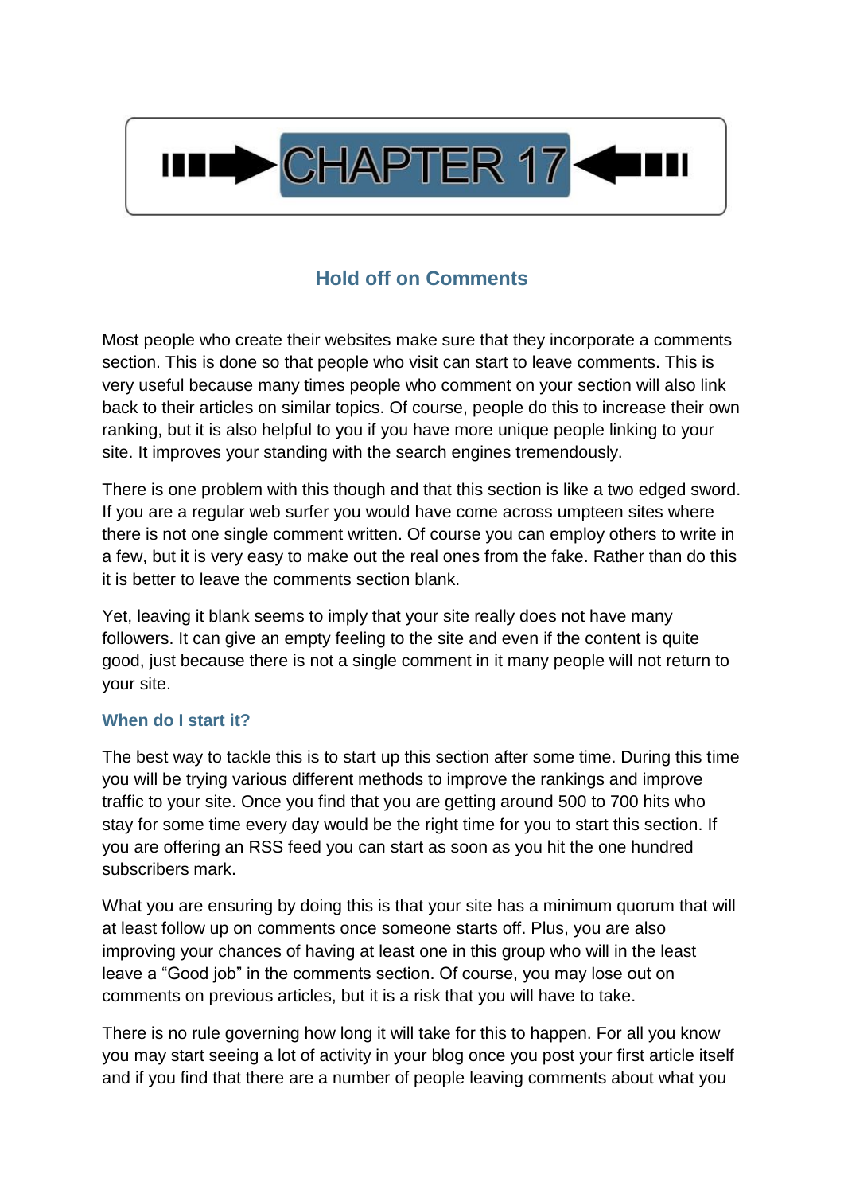# CHAPTER 17

## Hold off on Comments

Most people who create their websites make sure that they incorporate a comments section. This is done so that people who visit can start to leave comments. This is very useful because many times people who comment on your section will also link back to their articles on similar topics. Of course, people do this to increase their own ranking, but it is also helpful to you if you have more unique people linking to your site. It improves your standing with the search engines tremendously.

There is one problem with this though and that this section is like a two edged sword. If you are a regular web surfer you would have come across umpteen sites where there is not one single comment written. Of course you can employ others to write in a few, but it is very easy to make out the real ones from the fake. Rather than do this it is better to leave the comments section blank.

Yet, leaving it blank seems to imply that your site really does not have many followers. It can give an empty feeling to the site and even if the content is quite good, just because there is not a single comment in it many people will not return to your site.

### When do I start it?

The best way to tackle this is to start up this section after some time. During this time you will be trying various different methods to improve the rankings and improve traffic to your site. Once you find that you are getting around 500 to 700 hits who stay for some time every day would be the right time for you to start this section. If you are offering an RSS feed you can start as soon as you hit the one hundred subscribers mark.

What you are ensuring by doing this is that your site has a minimum quorum that will at least follow up on comments once someone starts off. Plus, you are also improving your chances of having at least one in this group who will in the least leave a "Good job" in the comments section. Of course, you may lose out on comments on previous articles, but it is a risk that you will have to take.

There is no rule governing how long it will take for this to happen. For all you know you may start seeing a lot of activity in your blog once you post your first article itself and if you find that there are a number of people leaving comments about what you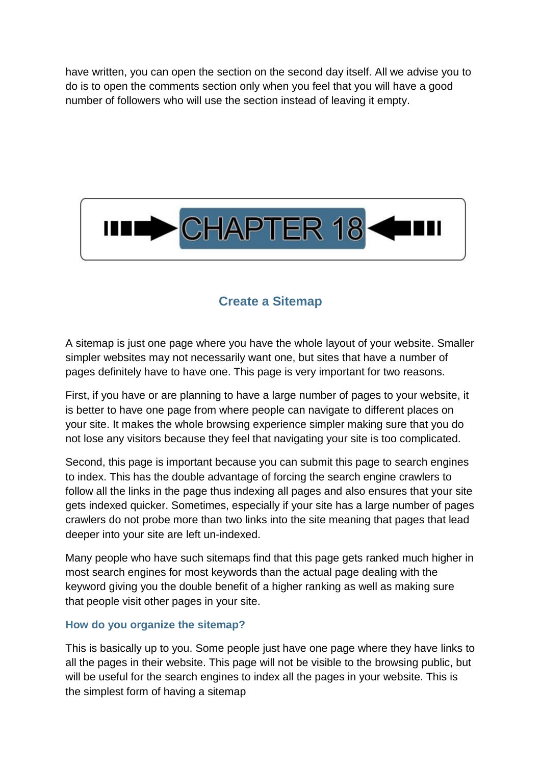have written, you can open the section on the second day itself. All we advise you to do is to open the comments section only when you feel that you will have a good number of followers who will use the section instead of leaving it empty.

# CHAPTER 18

## Create a Sitemap

A sitemap is just one page where you have the whole layout of your website. Smaller simpler websites may not necessarily want one, but sites that have a number of pages definitely have to have one. This page is very important for two reasons.

First, if you have or are planning to have a large number of pages to your website, it is better to have one page from where people can navigate to different places on your site. It makes the whole browsing experience simpler making sure that you do not lose any visitors because they feel that navigating your site is too complicated.

Second, this page is important because you can submit this page to search engines to index. This has the double advantage of forcing the search engine crawlers to follow all the links in the page thus indexing all pages and also ensures that your site gets indexed quicker. Sometimes, especially if your site has a large number of pages crawlers do not probe more than two links into the site meaning that pages that lead deeper into your site are left un-indexed.

Many people who have such sitemaps find that this page gets ranked much higher in most search engines for most keywords than the actual page dealing with the keyword giving you the double benefit of a higher ranking as well as making sure that people visit other pages in your site.

### How do you organize the sitemap?

This is basically up to you. Some people just have one page where they have links to all the pages in their website. This page will not be visible to the browsing public, but will be useful for the search engines to index all the pages in your website. This is the simplest form of having a sitemap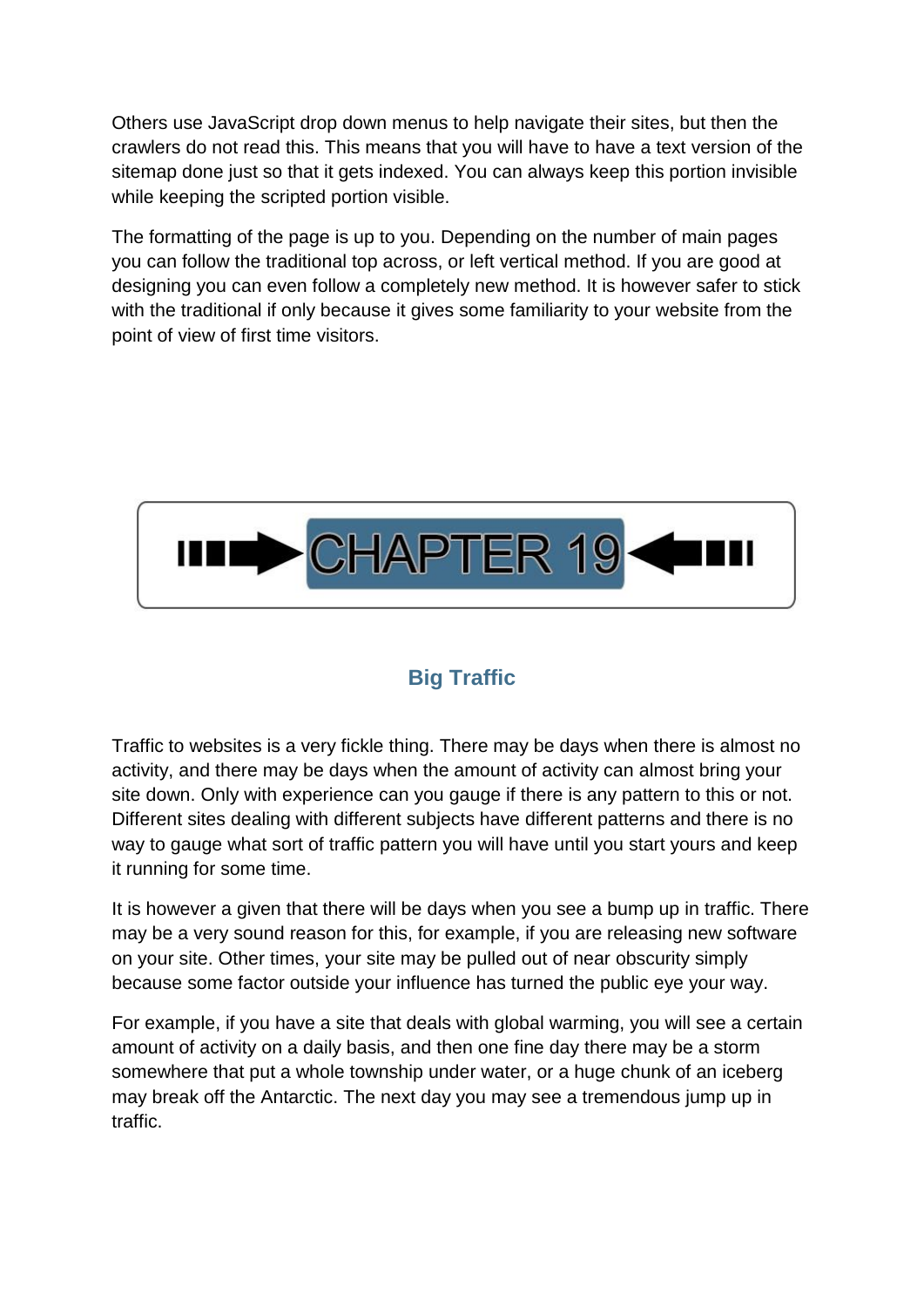Others use JavaScript drop down menus to help navigate their sites, but then the crawlers do not read this. This means that you will have to have a text version of the sitemap done just so that it gets indexed. You can always keep this portion invisible while keeping the scripted portion visible.

The formatting of the page is up to you. Depending on the number of main pages you can follow the traditional top across, or left vertical method. If you are good at designing you can even follow a completely new method. It is however safer to stick with the traditional if only because it gives some familiarity to your website from the point of view of first time visitors.

# CHAPTER 19

## Big Traffic

Traffic to websites is a very fickle thing. There may be days when there is almost no activity, and there may be days when the amount of activity can almost bring your site down. Only with experience can you gauge if there is any pattern to this or not. Different sites dealing with different subjects have different patterns and there is no way to gauge what sort of traffic pattern you will have until you start yours and keep it running for some time.

It is however a given that there will be days when you see a bump up in traffic. There may be a very sound reason for this, for example, if you are releasing new software on your site. Other times, your site may be pulled out of near obscurity simply because some factor outside your influence has turned the public eye your way.

For example, if you have a site that deals with global warming, you will see a certain amount of activity on a daily basis, and then one fine day there may be a storm somewhere that put a whole township under water, or a huge chunk of an iceberg may break off the Antarctic. The next day you may see a tremendous jump up in traffic.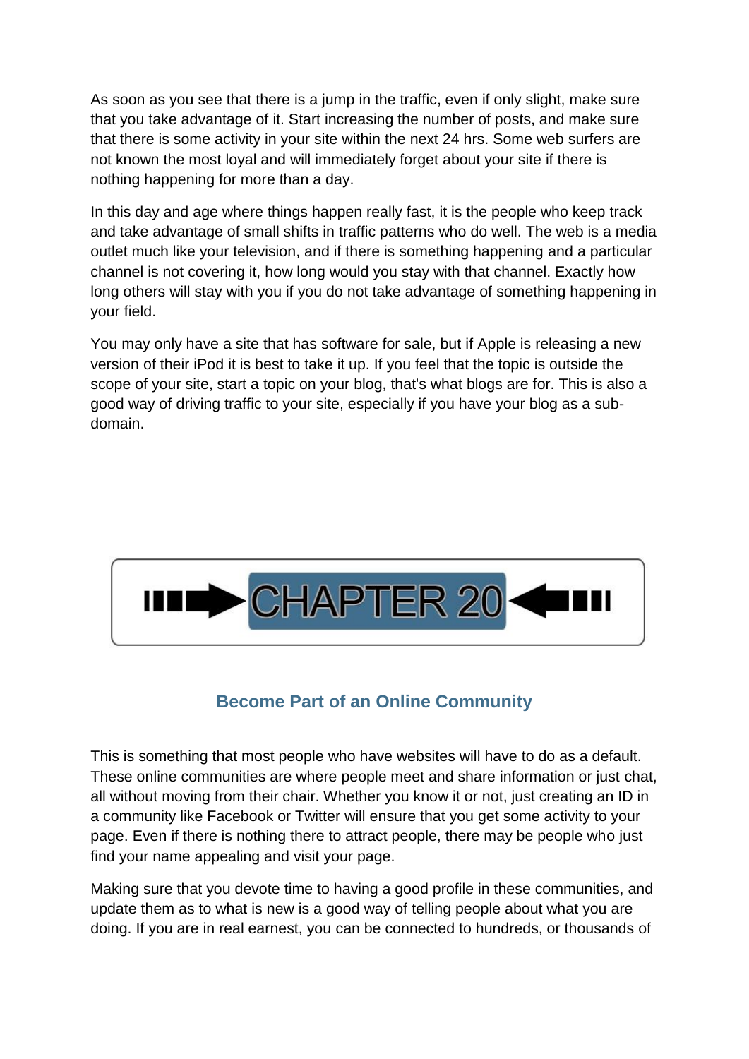As soon as you see that there is a jump in the traffic, even if only slight, make sure that you take advantage of it. Start increasing the number of posts, and make sure that there is some activity in your site within the next 24 hrs. Some web surfers are not known the most loyal and will immediately forget about your site if there is nothing happening for more than a day.

In this day and age where things happen really fast, it is the people who keep track and take advantage of small shifts in traffic patterns who do well. The web is a media outlet much like your television, and if there is something happening and a particular channel is not covering it, how long would you stay with that channel. Exactly how long others will stay with you if you do not take advantage of something happening in your field.

You may only have a site that has software for sale, but if Apple is releasing a new version of their iPod it is best to take it up. If you feel that the topic is outside the scope of your site, start a topic on your blog, that's what blogs are for. This is also a good way of driving traffic to your site, especially if you have your blog as a sub-domain.

# CHAPTER 20

## Become Part of an Online Community

This is something that most people who have websites will have to do as a default. These online communities are where people meet and share information or just chat, all without moving from their chair. Whether you know it or not, just creating an ID in a community like Facebook or Twitter will ensure that you get some activity to your page. Even if there is nothing there to attract people, there may be people who just find your name appealing and visit your page.

Making sure that you devote time to having a good profile in these communities, and update them as to what is new is a good way of telling people about what you are doing. If you are in real earnest, you can be connected to hundreds, or thousands of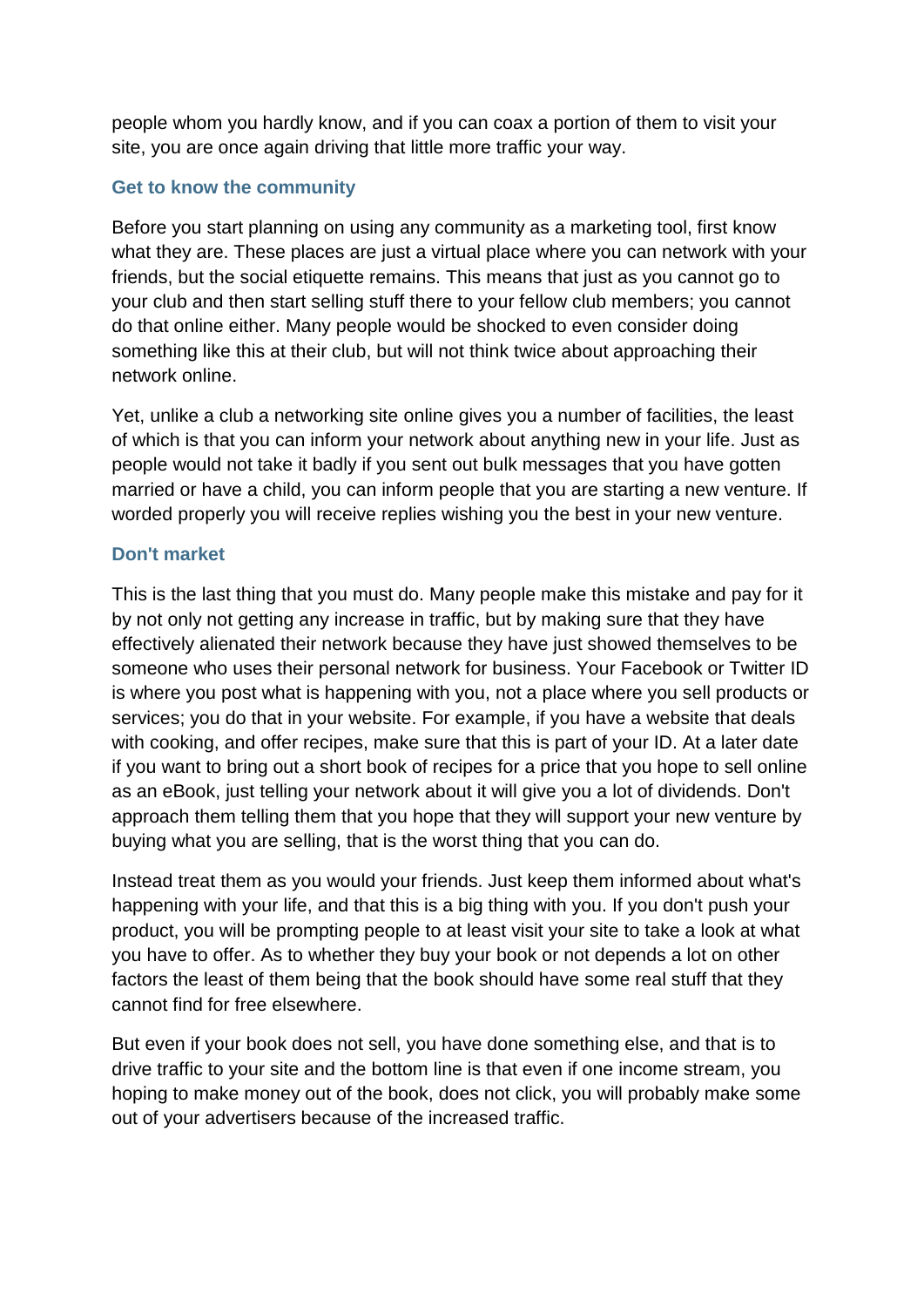people whom you hardly know, and if you can coax a portion of them to visit your site, you are once again driving that little more traffic your way.

### Get to know the community

Before you start planning on using any community as a marketing tool, first know what they are. These places are just a virtual place where you can network with your friends, but the social etiquette remains. This means that just as you cannot go to your club and then start selling stuff there to your fellow club members; you cannot do that online either. Many people would be shocked to even consider doing something like this at their club, but will not think twice about approaching their network online.

Yet, unlike a club a networking site online gives you a number of facilities, the least of which is that you can inform your network about anything new in your life. Just as people would not take it badly if you sent out bulk messages that you have gotten married or have a child, you can inform people that you are starting a new venture. If worded properly you will receive replies wishing you the best in your new venture.

### Don't market

This is the last thing that you must do. Many people make this mistake and pay for it by not only not getting any increase in traffic, but by making sure that they have effectively alienated their network because they have just showed themselves to be someone who uses their personal network for business. Your Facebook or Twitter ID is where you post what is happening with you, not a place where you sell products or services; you do that in your website. For example, if you have a website that deals with cooking, and offer recipes, make sure that this is part of your ID. At a later date if you want to bring out a short book of recipes for a price that you hope to sell online as an eBook, just telling your network about it will give you a lot of dividends. Don't approach them telling them that you hope that they will support your new venture by buying what you are selling, that is the worst thing that you can do.

Instead treat them as you would your friends. Just keep them informed about what's happening with your life, and that this is a big thing with you. If you don't push your product, you will be prompting people to at least visit your site to take a look at what you have to offer. As to whether they buy your book or not depends a lot on other factors the least of them being that the book should have some real stuff that they cannot find for free elsewhere.

But even if your book does not sell, you have done something else, and that is to drive traffic to your site and the bottom line is that even if one income stream, you hoping to make money out of the book, does not click, you will probably make some out of your advertisers because of the increased traffic.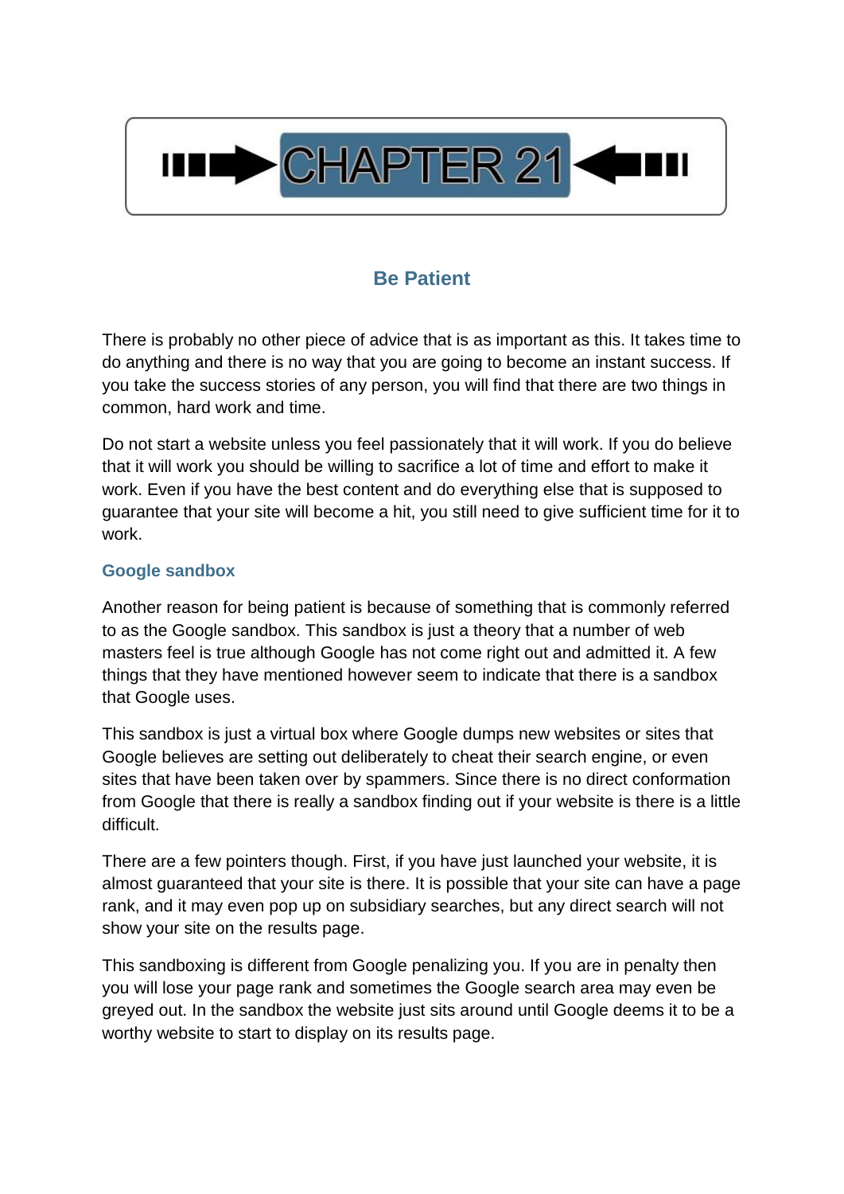# CHAPTER 21

## Be Patient

There is probably no other piece of advice that is as important as this. It takes time to do anything and there is no way that you are going to become an instant success. If you take the success stories of any person, you will find that there are two things in common, hard work and time.

Do not start a website unless you feel passionately that it will work. If you do believe that it will work you should be willing to sacrifice a lot of time and effort to make it work. Even if you have the best content and do everything else that is supposed to guarantee that your site will become a hit, you still need to give sufficient time for it to work.

### Google sandbox

Another reason for being patient is because of something that is commonly referred to as the Google sandbox. This sandbox is just a theory that a number of web masters feel is true although Google has not come right out and admitted it. A few things that they have mentioned however seem to indicate that there is a sandbox that Google uses.

This sandbox is just a virtual box where Google dumps new websites or sites that Google believes are setting out deliberately to cheat their search engine, or even sites that have been taken over by spammers. Since there is no direct conformation from Google that there is really a sandbox finding out if your website is there is a little difficult.

There are a few pointers though. First, if you have just launched your website, it is almost guaranteed that your site is there. It is possible that your site can have a page rank, and it may even pop up on subsidiary searches, but any direct search will not show your site on the results page.

This sandboxing is different from Google penalizing you. If you are in penalty then you will lose your page rank and sometimes the Google search area may even be greyed out. In the sandbox the website just sits around until Google deems it to be a worthy website to start to display on its results page.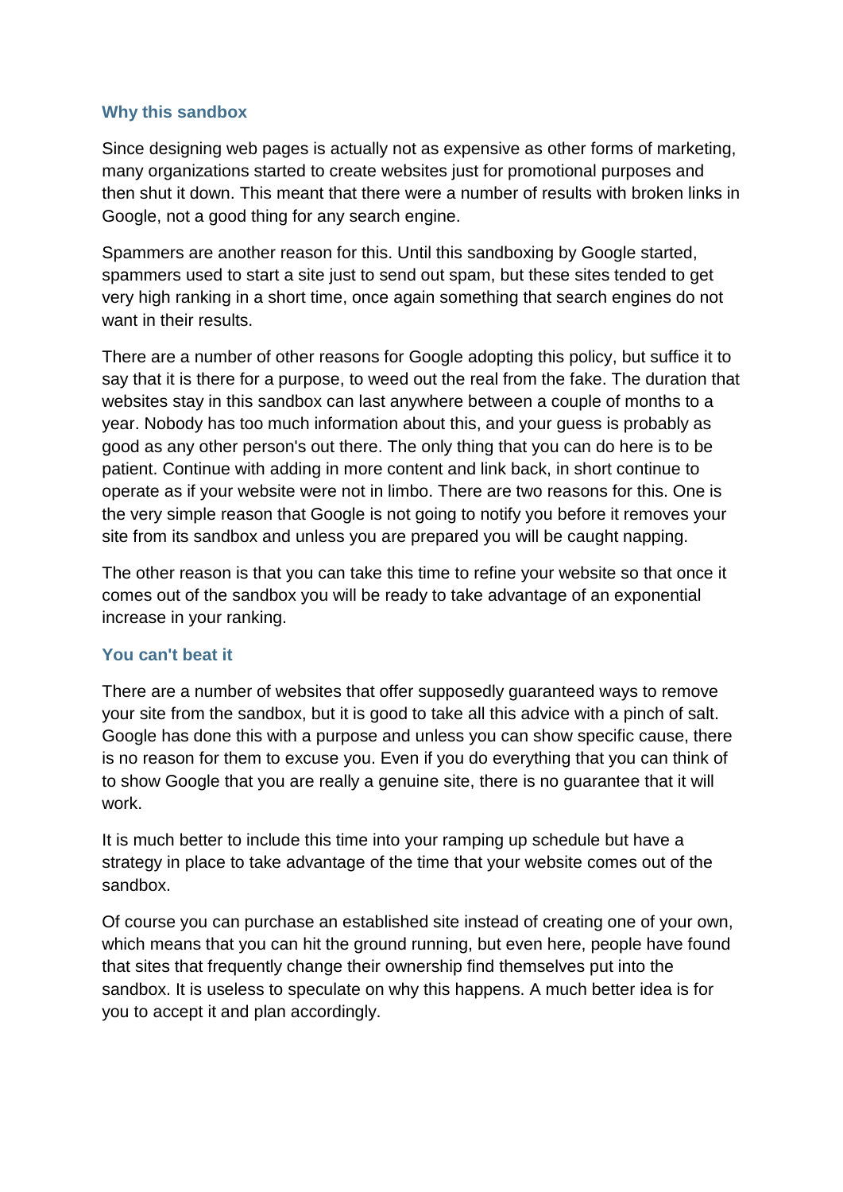### Why this sandbox

Since designing web pages is actually not as expensive as other forms of marketing, many organizations started to create websites just for promotional purposes and then shut it down. This meant that there were a number of results with broken links in Google, not a good thing for any search engine.

Spammers are another reason for this. Until this sandboxing by Google started, spammers used to start a site just to send out spam, but these sites tended to get very high ranking in a short time, once again something that search engines do not want in their results.

There are a number of other reasons for Google adopting this policy, but suffice it to say that it is there for a purpose, to weed out the real from the fake. The duration that websites stay in this sandbox can last anywhere between a couple of months to a year. Nobody has too much information about this, and your guess is probably as good as any other person's out there. The only thing that you can do here is to be patient. Continue with adding in more content and link back, in short continue to operate as if your website were not in limbo. There are two reasons for this. One is the very simple reason that Google is not going to notify you before it removes your site from its sandbox and unless you are prepared you will be caught napping.

The other reason is that you can take this time to refine your website so that once it comes out of the sandbox you will be ready to take advantage of an exponential increase in your ranking.

### You can't beat it

There are a number of websites that offer supposedly guaranteed ways to remove your site from the sandbox, but it is good to take all this advice with a pinch of salt. Google has done this with a purpose and unless you can show specific cause, there is no reason for them to excuse you. Even if you do everything that you can think of to show Google that you are really a genuine site, there is no guarantee that it will work.

It is much better to include this time into your ramping up schedule but have a strategy in place to take advantage of the time that your website comes out of the sandbox.

Of course you can purchase an established site instead of creating one of your own, which means that you can hit the ground running, but even here, people have found that sites that frequently change their ownership find themselves put into the sandbox. It is useless to speculate on why this happens. A much better idea is for you to accept it and plan accordingly.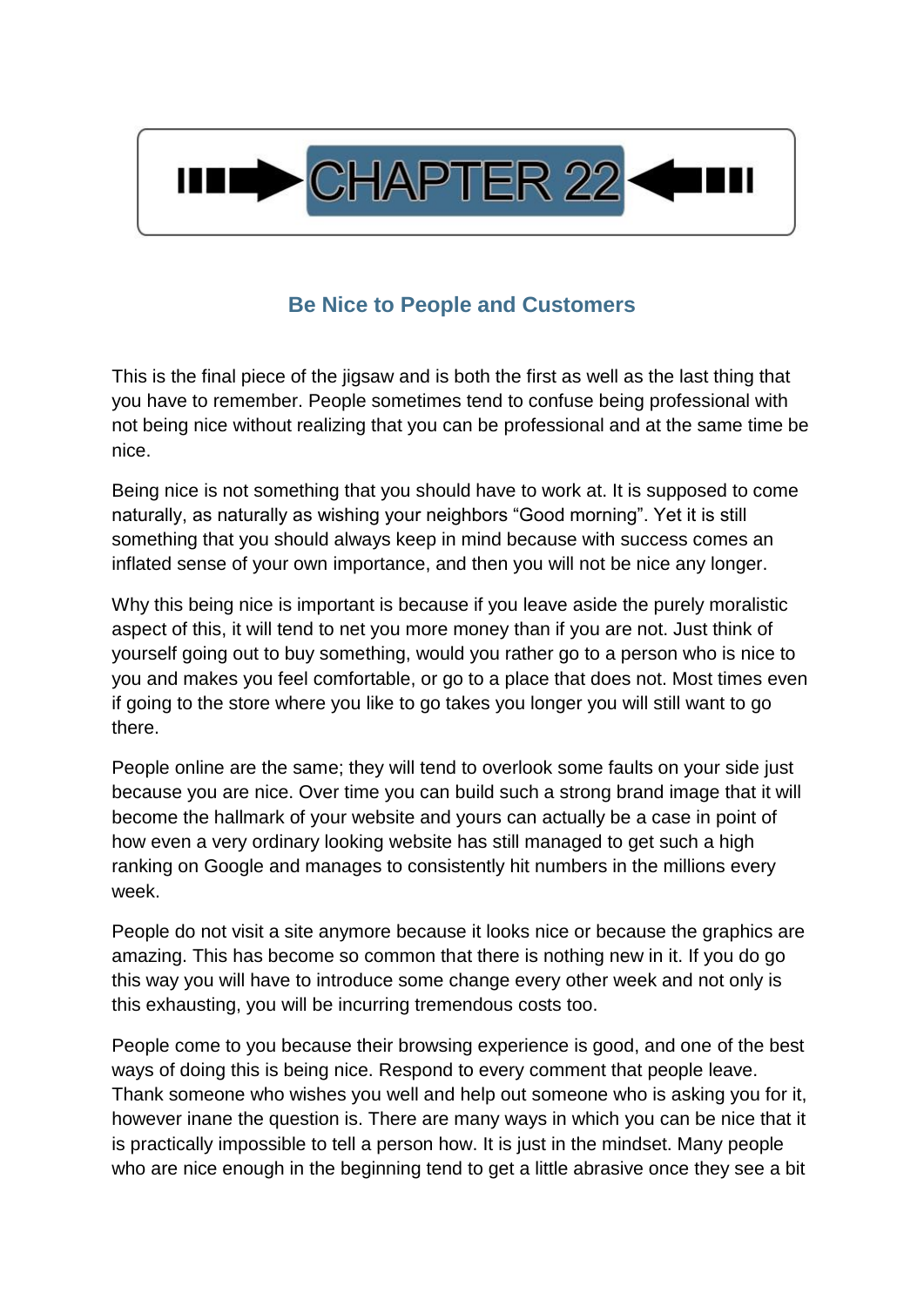# CHAPTER 22

## Be Nice to People and Customers

This is the final piece of the jigsaw and is both the first as well as the last thing that you have to remember. People sometimes tend to confuse being professional with not being nice without realizing that you can be professional and at the same time be nice.

Being nice is not something that you should have to work at. It is supposed to come naturally, as naturally as wishing your neighbors "Good morning". Yet it is still something that you should always keep in mind because with success comes an inflated sense of your own importance, and then you will not be nice any longer.

Why this being nice is important is because if you leave aside the purely moralistic aspect of this, it will tend to net you more money than if you are not. Just think of yourself going out to buy something, would you rather go to a person who is nice to you and makes you feel comfortable, or go to a place that does not. Most times even if going to the store where you like to go takes you longer you will still want to go there.

People online are the same; they will tend to overlook some faults on your side just because you are nice. Over time you can build such a strong brand image that it will become the hallmark of your website and yours can actually be a case in point of how even a very ordinary looking website has still managed to get such a high ranking on Google and manages to consistently hit numbers in the millions every week.

People do not visit a site anymore because it looks nice or because the graphics are amazing. This has become so common that there is nothing new in it. If you do go this way you will have to introduce some change every other week and not only is this exhausting, you will be incurring tremendous costs too.

People come to you because their browsing experience is good, and one of the best ways of doing this is being nice. Respond to every comment that people leave. Thank someone who wishes you well and help out someone who is asking you for it, however inane the question is. There are many ways in which you can be nice that it is practically impossible to tell a person how. It is just in the mindset. Many people who are nice enough in the beginning tend to get a little abrasive once they see a bit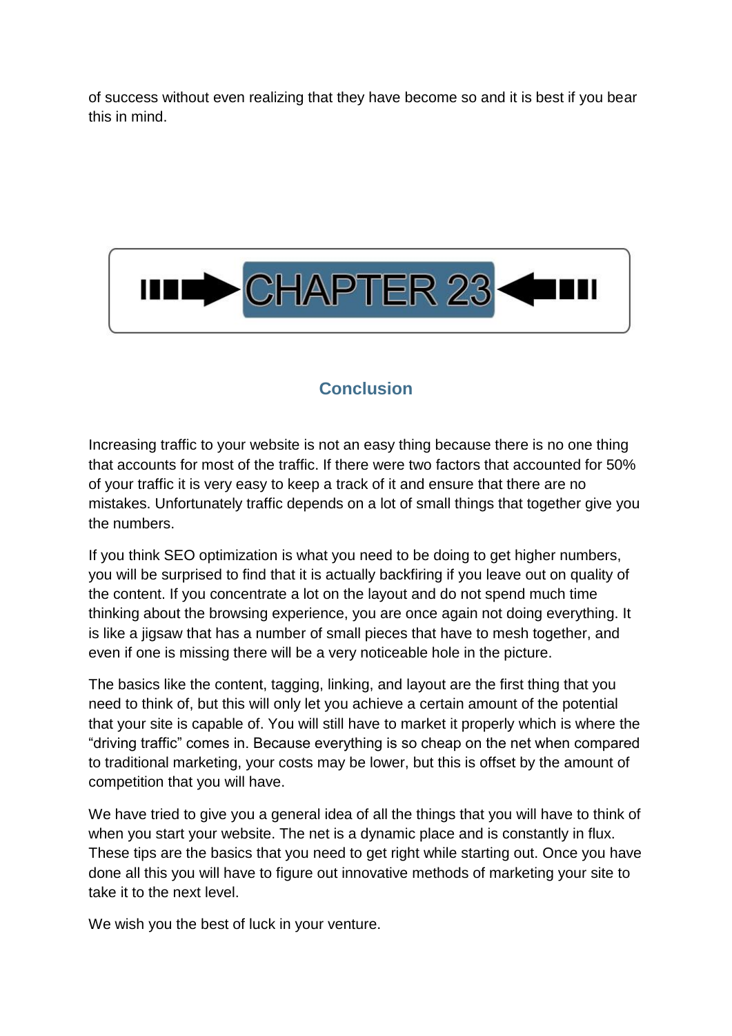of success without even realizing that they have become so and it is best if you bear this in mind.

# CHAPTER 23

## Conclusion

Increasing traffic to your website is not an easy thing because there is no one thing that accounts for most of the traffic. If there were two factors that accounted for 50% of your traffic it is very easy to keep a track of it and ensure that there are no mistakes. Unfortunately traffic depends on a lot of small things that together give you the numbers.

If you think SEO optimization is what you need to be doing to get higher numbers, you will be surprised to find that it is actually backfiring if you leave out on quality of the content. If you concentrate a lot on the layout and do not spend much time thinking about the browsing experience, you are once again not doing everything. It is like a jigsaw that has a number of small pieces that have to mesh together, and even if one is missing there will be a very noticeable hole in the picture.

The basics like the content, tagging, linking, and layout are the first thing that you need to think of, but this will only let you achieve a certain amount of the potential that your site is capable of. You will still have to market it properly which is where the "driving traffic" comes in. Because everything is so cheap on the net when compared to traditional marketing, your costs may be lower, but this is offset by the amount of competition that you will have.

We have tried to give you a general idea of all the things that you will have to think of when you start your website. The net is a dynamic place and is constantly in flux. These tips are the basics that you need to get right while starting out. Once you have done all this you will have to figure out innovative methods of marketing your site to take it to the next level.

We wish you the best of luck in your venture.